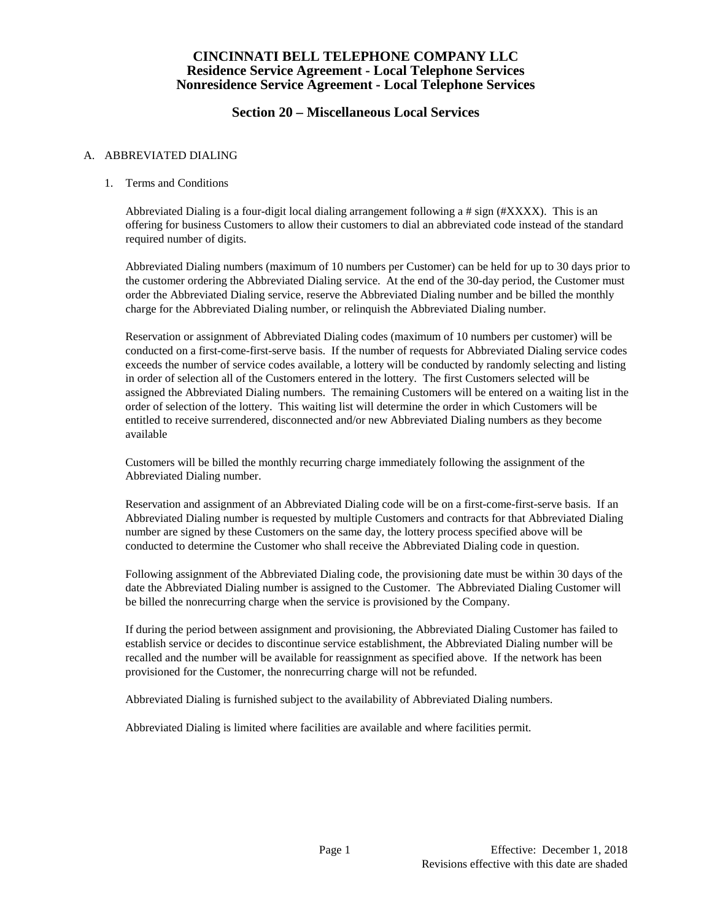# CINCINNATI BELL TELEPHONE COMPANY LLC
## Residence Service Agreement - Local Telephone Services
## Nonresidence Service Agreement - Local Telephone Services

## Section 20 – Miscellaneous Local Services

A. ABBREVIATED DIALING

1. Terms and Conditions

   Abbreviated Dialing is a four-digit local dialing arrangement following a # sign (#XXXX). This is an offering for business Customers to allow their customers to dial an abbreviated code instead of the standard required number of digits.

   Abbreviated Dialing numbers (maximum of 10 numbers per Customer) can be held for up to 30 days prior to the customer ordering the Abbreviated Dialing service. At the end of the 30-day period, the Customer must order the Abbreviated Dialing service, reserve the Abbreviated Dialing number and be billed the monthly charge for the Abbreviated Dialing number, or relinquish the Abbreviated Dialing number.

   Reservation or assignment of Abbreviated Dialing codes (maximum of 10 numbers per customer) will be conducted on a first-come-first-serve basis. If the number of requests for Abbreviated Dialing service codes exceeds the number of service codes available, a lottery will be conducted by randomly selecting and listing in order of selection all of the Customers entered in the lottery. The first Customers selected will be assigned the Abbreviated Dialing numbers. The remaining Customers will be entered on a waiting list in the order of selection of the lottery. This waiting list will determine the order in which Customers will be entitled to receive surrendered, disconnected and/or new Abbreviated Dialing numbers as they become available

   Customers will be billed the monthly recurring charge immediately following the assignment of the Abbreviated Dialing number.

   Reservation and assignment of an Abbreviated Dialing code will be on a first-come-first-serve basis. If an Abbreviated Dialing number is requested by multiple Customers and contracts for that Abbreviated Dialing number are signed by these Customers on the same day, the lottery process specified above will be conducted to determine the Customer who shall receive the Abbreviated Dialing code in question.

   Following assignment of the Abbreviated Dialing code, the provisioning date must be within 30 days of the date the Abbreviated Dialing number is assigned to the Customer. The Abbreviated Dialing Customer will be billed the nonrecurring charge when the service is provisioned by the Company.

   If during the period between assignment and provisioning, the Abbreviated Dialing Customer has failed to establish service or decides to discontinue service establishment, the Abbreviated Dialing number will be recalled and the number will be available for reassignment as specified above. If the network has been provisioned for the Customer, the nonrecurring charge will not be refunded.

   Abbreviated Dialing is furnished subject to the availability of Abbreviated Dialing numbers.

   Abbreviated Dialing is limited where facilities are available and where facilities permit.

Effective: December 1, 2018
Revisions effective with this date are shaded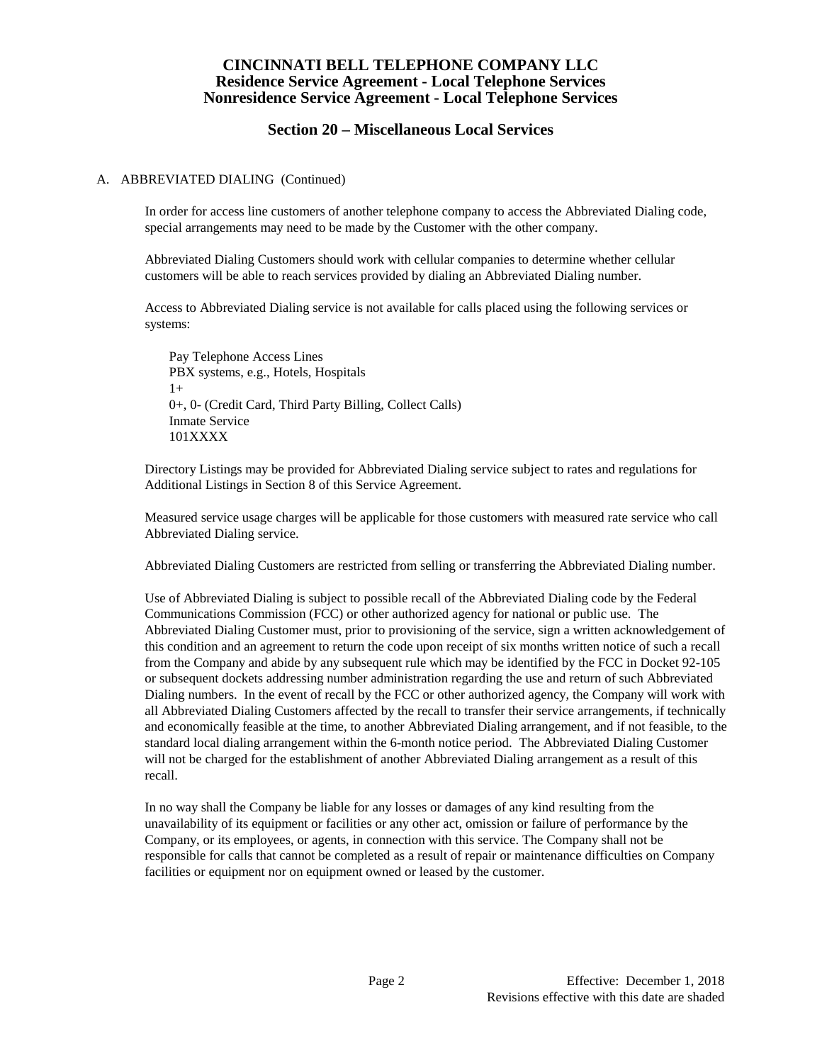# CINCINNATI BELL TELEPHONE COMPANY LLC
## Residence Service Agreement - Local Telephone Services
## Nonresidence Service Agreement - Local Telephone Services

## Section 20 – Miscellaneous Local Services

A. ABBREVIATED DIALING (Continued)

In order for access line customers of another telephone company to access the Abbreviated Dialing code, special arrangements may need to be made by the Customer with the other company.

Abbreviated Dialing Customers should work with cellular companies to determine whether cellular customers will be able to reach services provided by dialing an Abbreviated Dialing number.

Access to Abbreviated Dialing service is not available for calls placed using the following services or systems:

Pay Telephone Access Lines
PBX systems, e.g., Hotels, Hospitals
1+
0+, 0- (Credit Card, Third Party Billing, Collect Calls)
Inmate Service
101XXXX

Directory Listings may be provided for Abbreviated Dialing service subject to rates and regulations for Additional Listings in Section 8 of this Service Agreement.

Measured service usage charges will be applicable for those customers with measured rate service who call Abbreviated Dialing service.

Abbreviated Dialing Customers are restricted from selling or transferring the Abbreviated Dialing number.

Use of Abbreviated Dialing is subject to possible recall of the Abbreviated Dialing code by the Federal Communications Commission (FCC) or other authorized agency for national or public use. The Abbreviated Dialing Customer must, prior to provisioning of the service, sign a written acknowledgement of this condition and an agreement to return the code upon receipt of six months written notice of such a recall from the Company and abide by any subsequent rule which may be identified by the FCC in Docket 92-105 or subsequent dockets addressing number administration regarding the use and return of such Abbreviated Dialing numbers. In the event of recall by the FCC or other authorized agency, the Company will work with all Abbreviated Dialing Customers affected by the recall to transfer their service arrangements, if technically and economically feasible at the time, to another Abbreviated Dialing arrangement, and if not feasible, to the standard local dialing arrangement within the 6-month notice period. The Abbreviated Dialing Customer will not be charged for the establishment of another Abbreviated Dialing arrangement as a result of this recall.

In no way shall the Company be liable for any losses or damages of any kind resulting from the unavailability of its equipment or facilities or any other act, omission or failure of performance by the Company, or its employees, or agents, in connection with this service. The Company shall not be responsible for calls that cannot be completed as a result of repair or maintenance difficulties on Company facilities or equipment nor on equipment owned or leased by the customer.

Effective: December 1, 2018
Revisions effective with this date are shaded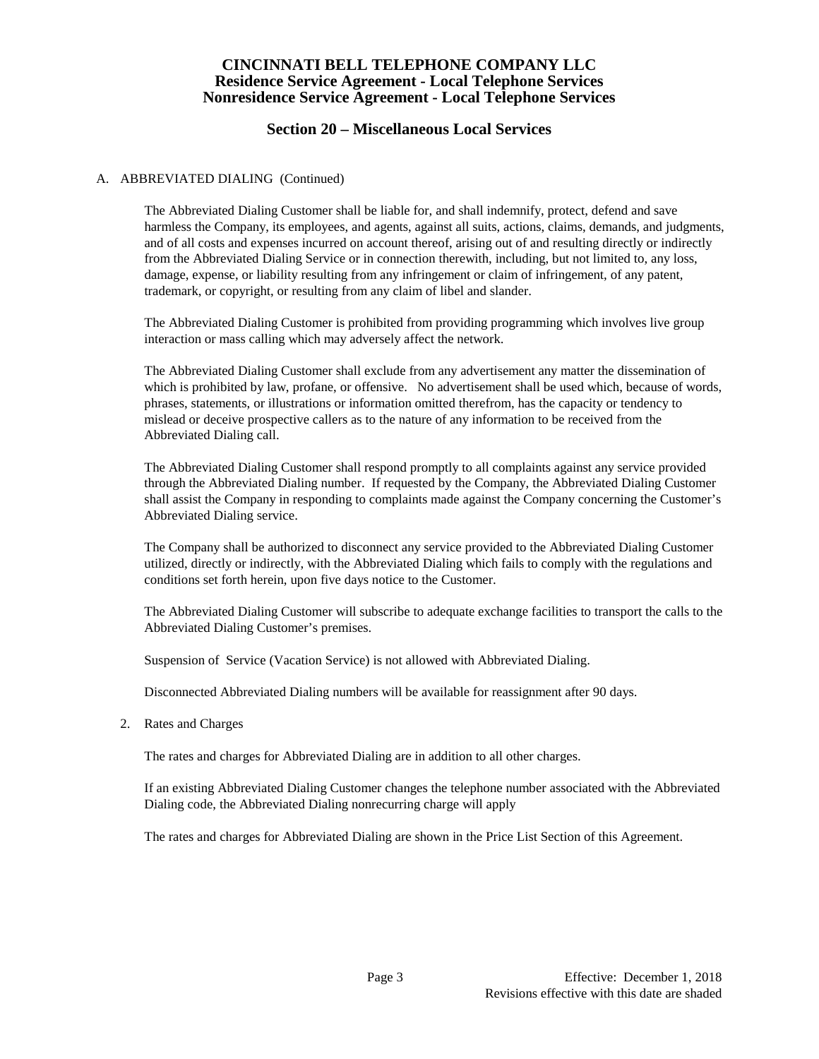# CINCINNATI BELL TELEPHONE COMPANY LLC
## Residence Service Agreement - Local Telephone Services
## Nonresidence Service Agreement - Local Telephone Services

## Section 20 – Miscellaneous Local Services

A. ABBREVIATED DIALING (Continued)

The Abbreviated Dialing Customer shall be liable for, and shall indemnify, protect, defend and save harmless the Company, its employees, and agents, against all suits, actions, claims, demands, and judgments, and of all costs and expenses incurred on account thereof, arising out of and resulting directly or indirectly from the Abbreviated Dialing Service or in connection therewith, including, but not limited to, any loss, damage, expense, or liability resulting from any infringement or claim of infringement, of any patent, trademark, or copyright, or resulting from any claim of libel and slander.

The Abbreviated Dialing Customer is prohibited from providing programming which involves live group interaction or mass calling which may adversely affect the network.

The Abbreviated Dialing Customer shall exclude from any advertisement any matter the dissemination of which is prohibited by law, profane, or offensive. No advertisement shall be used which, because of words, phrases, statements, or illustrations or information omitted therefrom, has the capacity or tendency to mislead or deceive prospective callers as to the nature of any information to be received from the Abbreviated Dialing call.

The Abbreviated Dialing Customer shall respond promptly to all complaints against any service provided through the Abbreviated Dialing number. If requested by the Company, the Abbreviated Dialing Customer shall assist the Company in responding to complaints made against the Company concerning the Customer's Abbreviated Dialing service.

The Company shall be authorized to disconnect any service provided to the Abbreviated Dialing Customer utilized, directly or indirectly, with the Abbreviated Dialing which fails to comply with the regulations and conditions set forth herein, upon five days notice to the Customer.

The Abbreviated Dialing Customer will subscribe to adequate exchange facilities to transport the calls to the Abbreviated Dialing Customer's premises.

Suspension of Service (Vacation Service) is not allowed with Abbreviated Dialing.

Disconnected Abbreviated Dialing numbers will be available for reassignment after 90 days.

2. Rates and Charges

The rates and charges for Abbreviated Dialing are in addition to all other charges.

If an existing Abbreviated Dialing Customer changes the telephone number associated with the Abbreviated Dialing code, the Abbreviated Dialing nonrecurring charge will apply

The rates and charges for Abbreviated Dialing are shown in the Price List Section of this Agreement.

Effective: December 1, 2018
Revisions effective with this date are shaded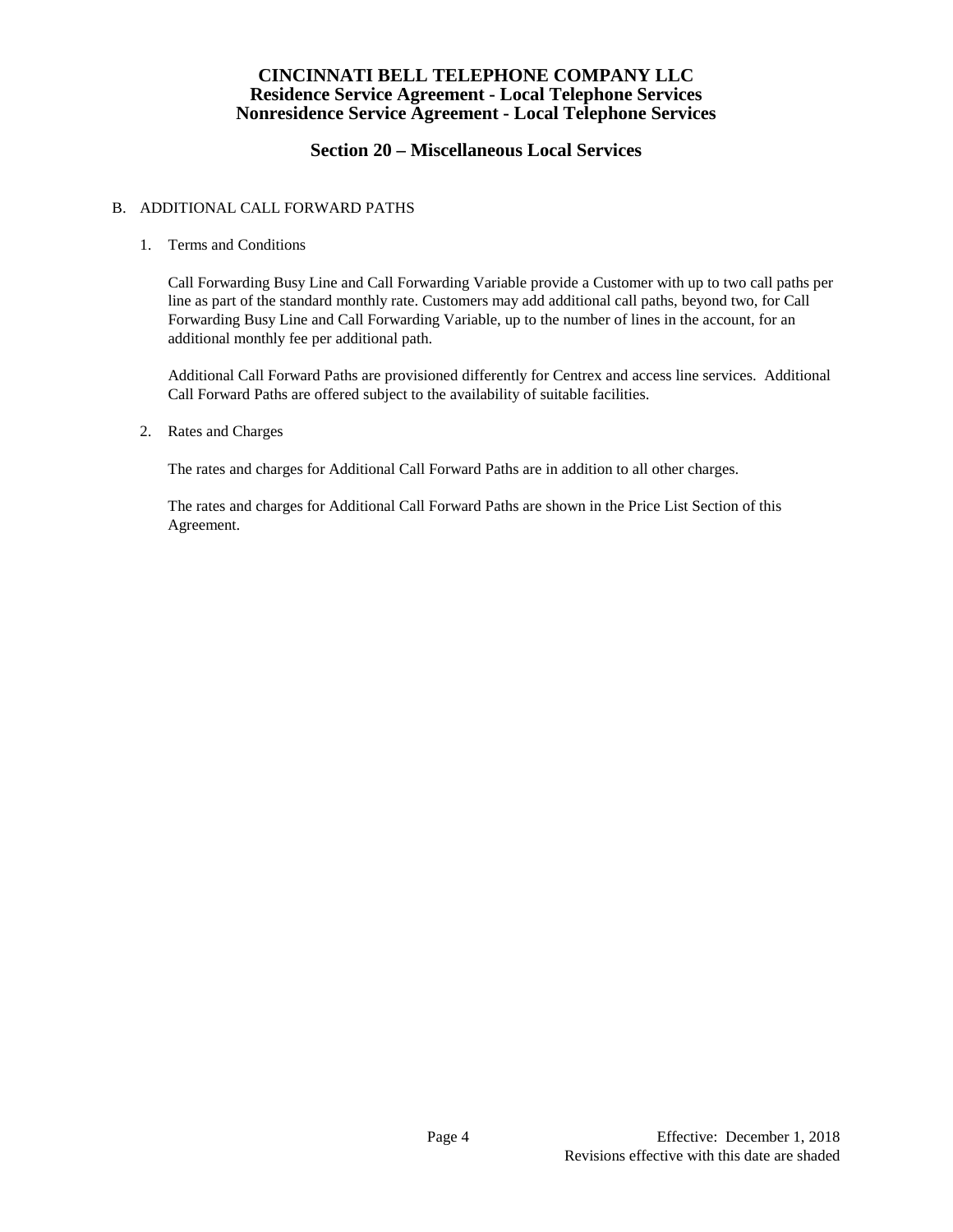## Section 20 – Miscellaneous Local Services

B. ADDITIONAL CALL FORWARD PATHS

1. Terms and Conditions

   Call Forwarding Busy Line and Call Forwarding Variable provide a Customer with up to two call paths per line as part of the standard monthly rate. Customers may add additional call paths, beyond two, for Call Forwarding Busy Line and Call Forwarding Variable, up to the number of lines in the account, for an additional monthly fee per additional path.

   Additional Call Forward Paths are provisioned differently for Centrex and access line services. Additional Call Forward Paths are offered subject to the availability of suitable facilities.

2. Rates and Charges

   The rates and charges for Additional Call Forward Paths are in addition to all other charges.

   The rates and charges for Additional Call Forward Paths are shown in the Price List Section of this Agreement.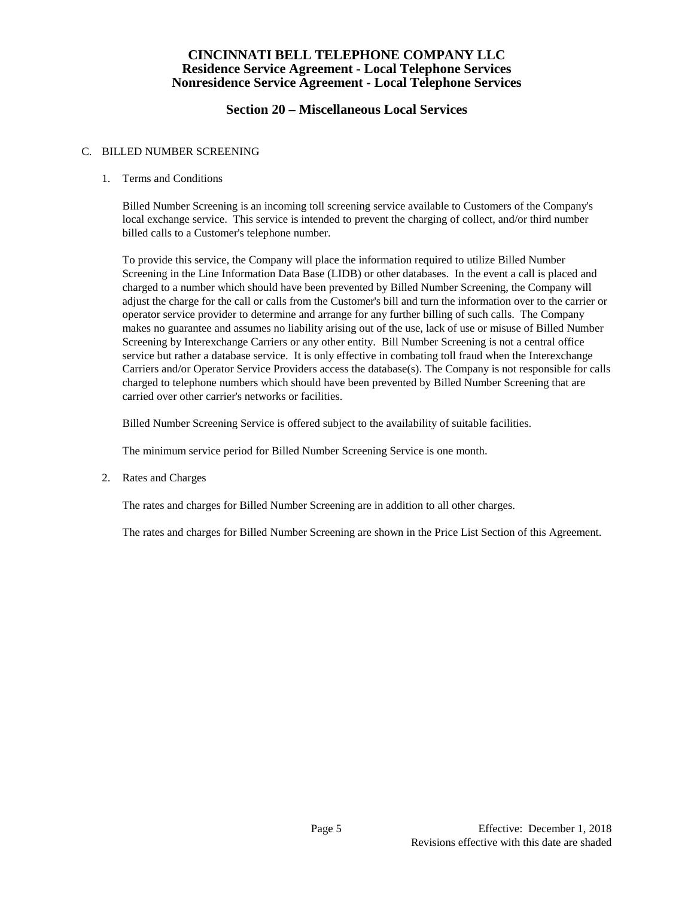# CINCINNATI BELL TELEPHONE COMPANY LLC
## Residence Service Agreement - Local Telephone Services
## Nonresidence Service Agreement - Local Telephone Services

## Section 20 – Miscellaneous Local Services

C. BILLED NUMBER SCREENING

1. Terms and Conditions

   Billed Number Screening is an incoming toll screening service available to Customers of the Company's local exchange service. This service is intended to prevent the charging of collect, and/or third number billed calls to a Customer's telephone number.

   To provide this service, the Company will place the information required to utilize Billed Number Screening in the Line Information Data Base (LIDB) or other databases. In the event a call is placed and charged to a number which should have been prevented by Billed Number Screening, the Company will adjust the charge for the call or calls from the Customer's bill and turn the information over to the carrier or operator service provider to determine and arrange for any further billing of such calls. The Company makes no guarantee and assumes no liability arising out of the use, lack of use or misuse of Billed Number Screening by Interexchange Carriers or any other entity. Bill Number Screening is not a central office service but rather a database service. It is only effective in combating toll fraud when the Interexchange Carriers and/or Operator Service Providers access the database(s). The Company is not responsible for calls charged to telephone numbers which should have been prevented by Billed Number Screening that are carried over other carrier's networks or facilities.

   Billed Number Screening Service is offered subject to the availability of suitable facilities.

   The minimum service period for Billed Number Screening Service is one month.

2. Rates and Charges

   The rates and charges for Billed Number Screening are in addition to all other charges.

   The rates and charges for Billed Number Screening are shown in the Price List Section of this Agreement.

Effective: December 1, 2018
Revisions effective with this date are shaded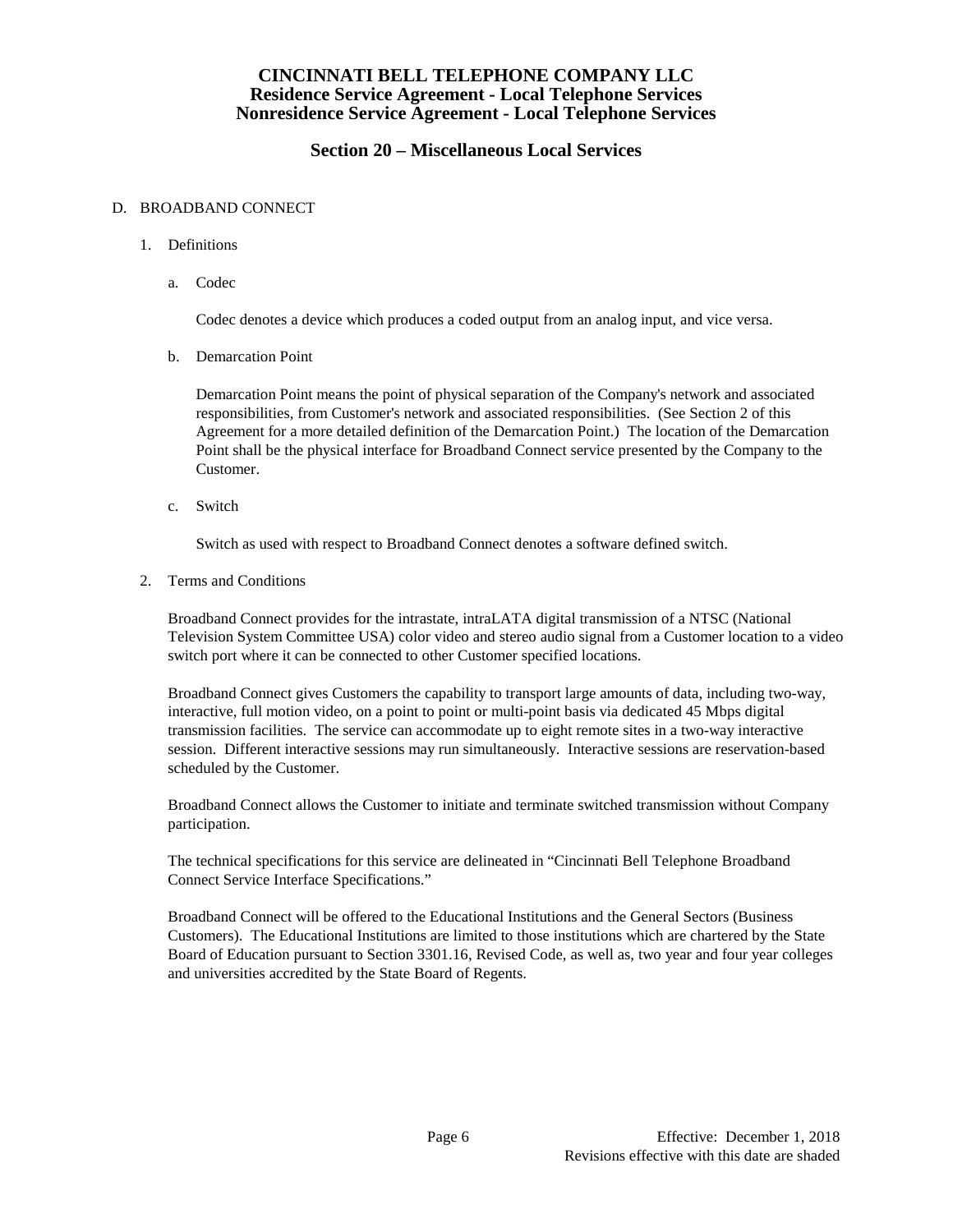# CINCINNATI BELL TELEPHONE COMPANY LLC
## Residence Service Agreement - Local Telephone Services
## Nonresidence Service Agreement - Local Telephone Services

## Section 20 – Miscellaneous Local Services

D. BROADBAND CONNECT

1. Definitions

   a. Codec

      Codec denotes a device which produces a coded output from an analog input, and vice versa.

   b. Demarcation Point

      Demarcation Point means the point of physical separation of the Company's network and associated responsibilities, from Customer's network and associated responsibilities. (See Section 2 of this Agreement for a more detailed definition of the Demarcation Point.) The location of the Demarcation Point shall be the physical interface for Broadband Connect service presented by the Company to the Customer.

   c. Switch

      Switch as used with respect to Broadband Connect denotes a software defined switch.

2. Terms and Conditions

   Broadband Connect provides for the intrastate, intraLATA digital transmission of a NTSC (National Television System Committee USA) color video and stereo audio signal from a Customer location to a video switch port where it can be connected to other Customer specified locations.

   Broadband Connect gives Customers the capability to transport large amounts of data, including two-way, interactive, full motion video, on a point to point or multi-point basis via dedicated 45 Mbps digital transmission facilities. The service can accommodate up to eight remote sites in a two-way interactive session. Different interactive sessions may run simultaneously. Interactive sessions are reservation-based scheduled by the Customer.

   Broadband Connect allows the Customer to initiate and terminate switched transmission without Company participation.

   The technical specifications for this service are delineated in "Cincinnati Bell Telephone Broadband Connect Service Interface Specifications."

   Broadband Connect will be offered to the Educational Institutions and the General Sectors (Business Customers). The Educational Institutions are limited to those institutions which are chartered by the State Board of Education pursuant to Section 3301.16, Revised Code, as well as, two year and four year colleges and universities accredited by the State Board of Regents.

Effective: December 1, 2018
Revisions effective with this date are shaded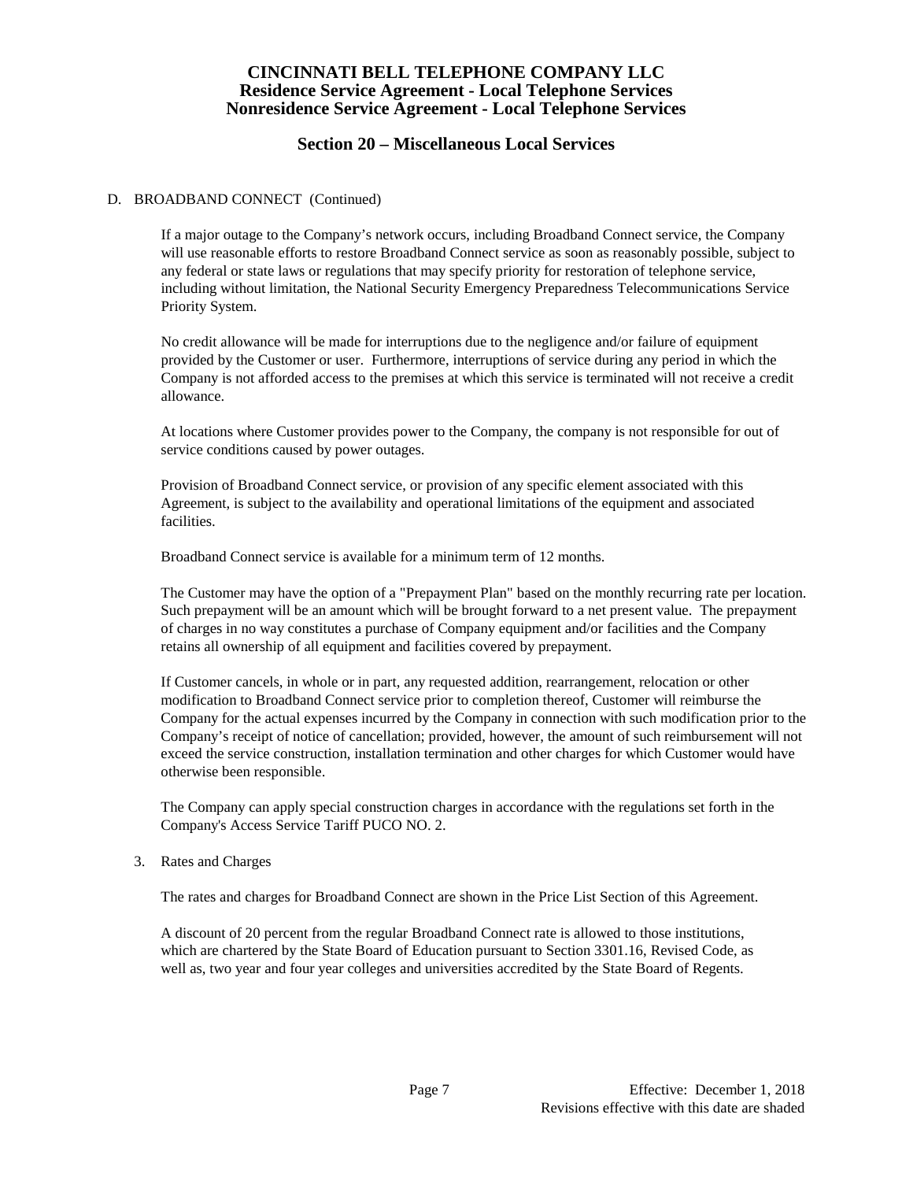# CINCINNATI BELL TELEPHONE COMPANY LLC
## Residence Service Agreement - Local Telephone Services
## Nonresidence Service Agreement - Local Telephone Services

## Section 20 – Miscellaneous Local Services

D. BROADBAND CONNECT (Continued)

If a major outage to the Company's network occurs, including Broadband Connect service, the Company will use reasonable efforts to restore Broadband Connect service as soon as reasonably possible, subject to any federal or state laws or regulations that may specify priority for restoration of telephone service, including without limitation, the National Security Emergency Preparedness Telecommunications Service Priority System.

No credit allowance will be made for interruptions due to the negligence and/or failure of equipment provided by the Customer or user. Furthermore, interruptions of service during any period in which the Company is not afforded access to the premises at which this service is terminated will not receive a credit allowance.

At locations where Customer provides power to the Company, the company is not responsible for out of service conditions caused by power outages.

Provision of Broadband Connect service, or provision of any specific element associated with this Agreement, is subject to the availability and operational limitations of the equipment and associated facilities.

Broadband Connect service is available for a minimum term of 12 months.

The Customer may have the option of a "Prepayment Plan" based on the monthly recurring rate per location. Such prepayment will be an amount which will be brought forward to a net present value. The prepayment of charges in no way constitutes a purchase of Company equipment and/or facilities and the Company retains all ownership of all equipment and facilities covered by prepayment.

If Customer cancels, in whole or in part, any requested addition, rearrangement, relocation or other modification to Broadband Connect service prior to completion thereof, Customer will reimburse the Company for the actual expenses incurred by the Company in connection with such modification prior to the Company's receipt of notice of cancellation; provided, however, the amount of such reimbursement will not exceed the service construction, installation termination and other charges for which Customer would have otherwise been responsible.

The Company can apply special construction charges in accordance with the regulations set forth in the Company's Access Service Tariff PUCO NO. 2.

3. Rates and Charges

The rates and charges for Broadband Connect are shown in the Price List Section of this Agreement.

A discount of 20 percent from the regular Broadband Connect rate is allowed to those institutions, which are chartered by the State Board of Education pursuant to Section 3301.16, Revised Code, as well as, two year and four year colleges and universities accredited by the State Board of Regents.

Effective: December 1, 2018
Revisions effective with this date are shaded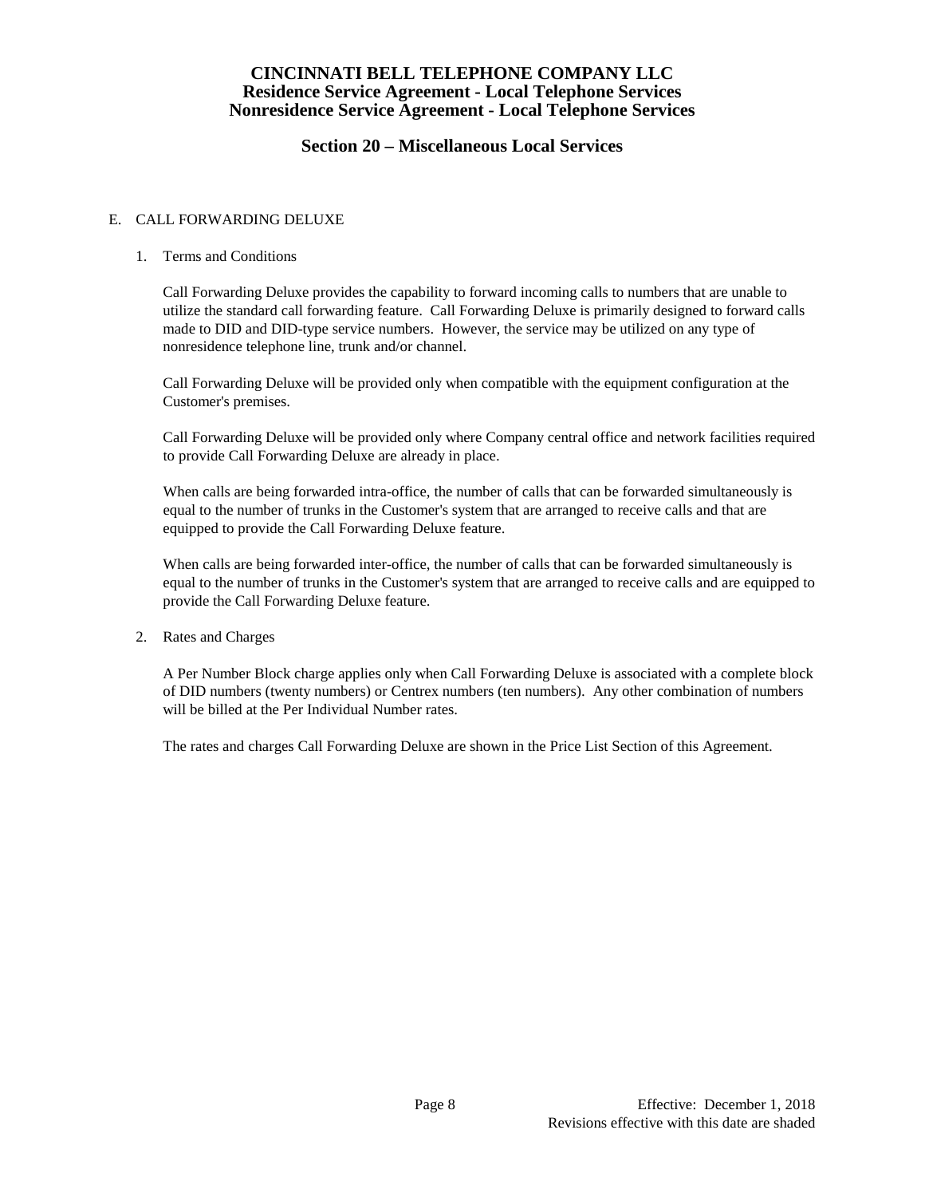### E. CALL FORWARDING DELUXE

1. Terms and Conditions

   Call Forwarding Deluxe provides the capability to forward incoming calls to numbers that are unable to utilize the standard call forwarding feature. Call Forwarding Deluxe is primarily designed to forward calls made to DID and DID-type service numbers. However, the service may be utilized on any type of nonresidence telephone line, trunk and/or channel.

   Call Forwarding Deluxe will be provided only when compatible with the equipment configuration at the Customer's premises.

   Call Forwarding Deluxe will be provided only where Company central office and network facilities required to provide Call Forwarding Deluxe are already in place.

   When calls are being forwarded intra-office, the number of calls that can be forwarded simultaneously is equal to the number of trunks in the Customer's system that are arranged to receive calls and that are equipped to provide the Call Forwarding Deluxe feature.

   When calls are being forwarded inter-office, the number of calls that can be forwarded simultaneously is equal to the number of trunks in the Customer's system that are arranged to receive calls and are equipped to provide the Call Forwarding Deluxe feature.

2. Rates and Charges

   A Per Number Block charge applies only when Call Forwarding Deluxe is associated with a complete block of DID numbers (twenty numbers) or Centrex numbers (ten numbers). Any other combination of numbers will be billed at the Per Individual Number rates.

   The rates and charges Call Forwarding Deluxe are shown in the Price List Section of this Agreement.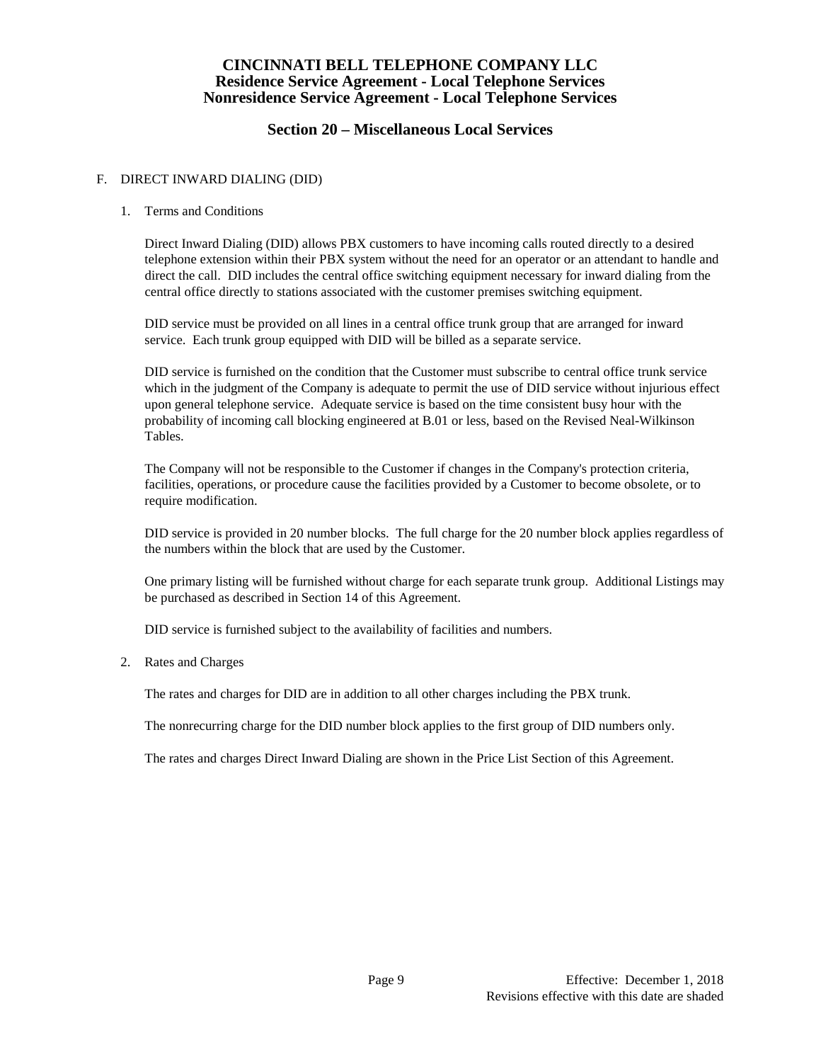## F. DIRECT INWARD DIALING (DID)

### 1. Terms and Conditions

Direct Inward Dialing (DID) allows PBX customers to have incoming calls routed directly to a desired telephone extension within their PBX system without the need for an operator or an attendant to handle and direct the call. DID includes the central office switching equipment necessary for inward dialing from the central office directly to stations associated with the customer premises switching equipment.

DID service must be provided on all lines in a central office trunk group that are arranged for inward service. Each trunk group equipped with DID will be billed as a separate service.

DID service is furnished on the condition that the Customer must subscribe to central office trunk service which in the judgment of the Company is adequate to permit the use of DID service without injurious effect upon general telephone service. Adequate service is based on the time consistent busy hour with the probability of incoming call blocking engineered at B.01 or less, based on the Revised Neal-Wilkinson Tables.

The Company will not be responsible to the Customer if changes in the Company's protection criteria, facilities, operations, or procedure cause the facilities provided by a Customer to become obsolete, or to require modification.

DID service is provided in 20 number blocks. The full charge for the 20 number block applies regardless of the numbers within the block that are used by the Customer.

One primary listing will be furnished without charge for each separate trunk group. Additional Listings may be purchased as described in Section 14 of this Agreement.

DID service is furnished subject to the availability of facilities and numbers.

### 2. Rates and Charges

The rates and charges for DID are in addition to all other charges including the PBX trunk.

The nonrecurring charge for the DID number block applies to the first group of DID numbers only.

The rates and charges Direct Inward Dialing are shown in the Price List Section of this Agreement.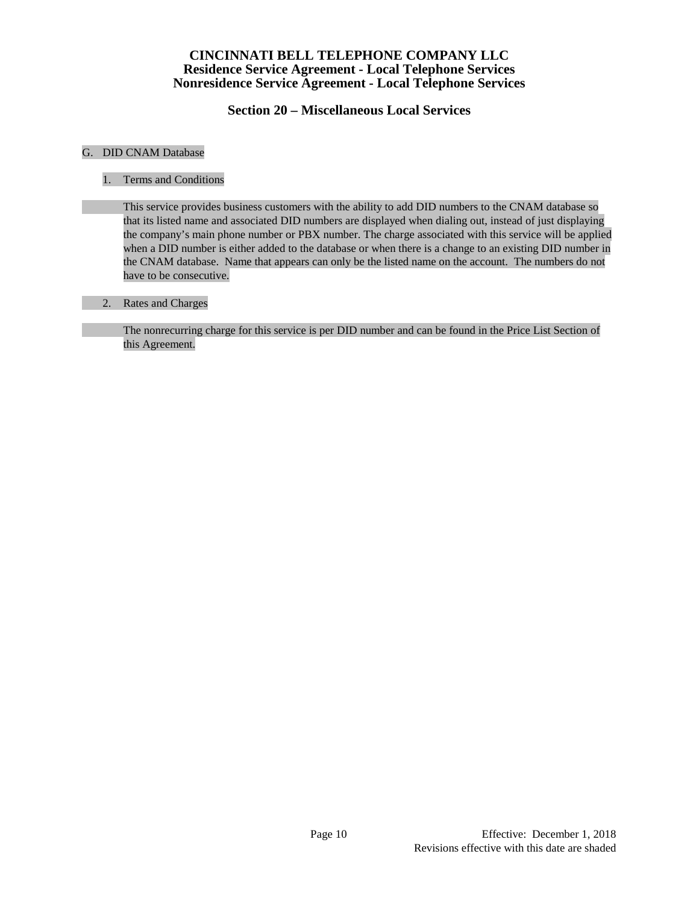# CINCINNATI BELL TELEPHONE COMPANY LLC
## Residence Service Agreement - Local Telephone Services
## Nonresidence Service Agreement - Local Telephone Services

## Section 20 – Miscellaneous Local Services

G. DID CNAM Database

1. Terms and Conditions

This service provides business customers with the ability to add DID numbers to the CNAM database so that its listed name and associated DID numbers are displayed when dialing out, instead of just displaying the company's main phone number or PBX number. The charge associated with this service will be applied when a DID number is either added to the database or when there is a change to an existing DID number in the CNAM database. Name that appears can only be the listed name on the account. The numbers do not have to be consecutive.

2. Rates and Charges

The nonrecurring charge for this service is per DID number and can be found in the Price List Section of this Agreement.

Effective: December 1, 2018
Revisions effective with this date are shaded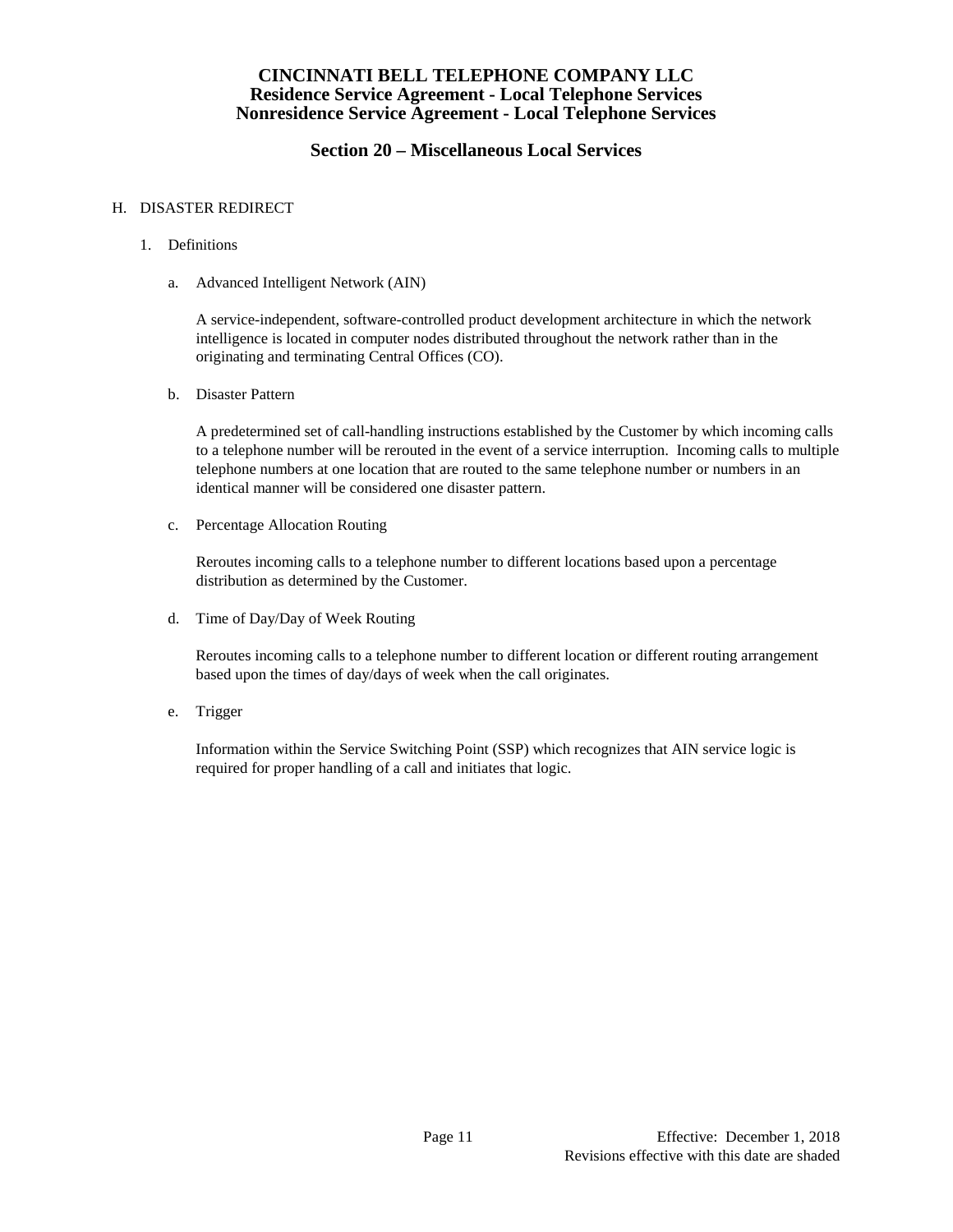## H. DISASTER REDIRECT

### 1. Definitions

a. Advanced Intelligent Network (AIN)

A service-independent, software-controlled product development architecture in which the network intelligence is located in computer nodes distributed throughout the network rather than in the originating and terminating Central Offices (CO).

b. Disaster Pattern

A predetermined set of call-handling instructions established by the Customer by which incoming calls to a telephone number will be rerouted in the event of a service interruption. Incoming calls to multiple telephone numbers at one location that are routed to the same telephone number or numbers in an identical manner will be considered one disaster pattern.

c. Percentage Allocation Routing

Reroutes incoming calls to a telephone number to different locations based upon a percentage distribution as determined by the Customer.

d. Time of Day/Day of Week Routing

Reroutes incoming calls to a telephone number to different location or different routing arrangement based upon the times of day/days of week when the call originates.

e. Trigger

Information within the Service Switching Point (SSP) which recognizes that AIN service logic is required for proper handling of a call and initiates that logic.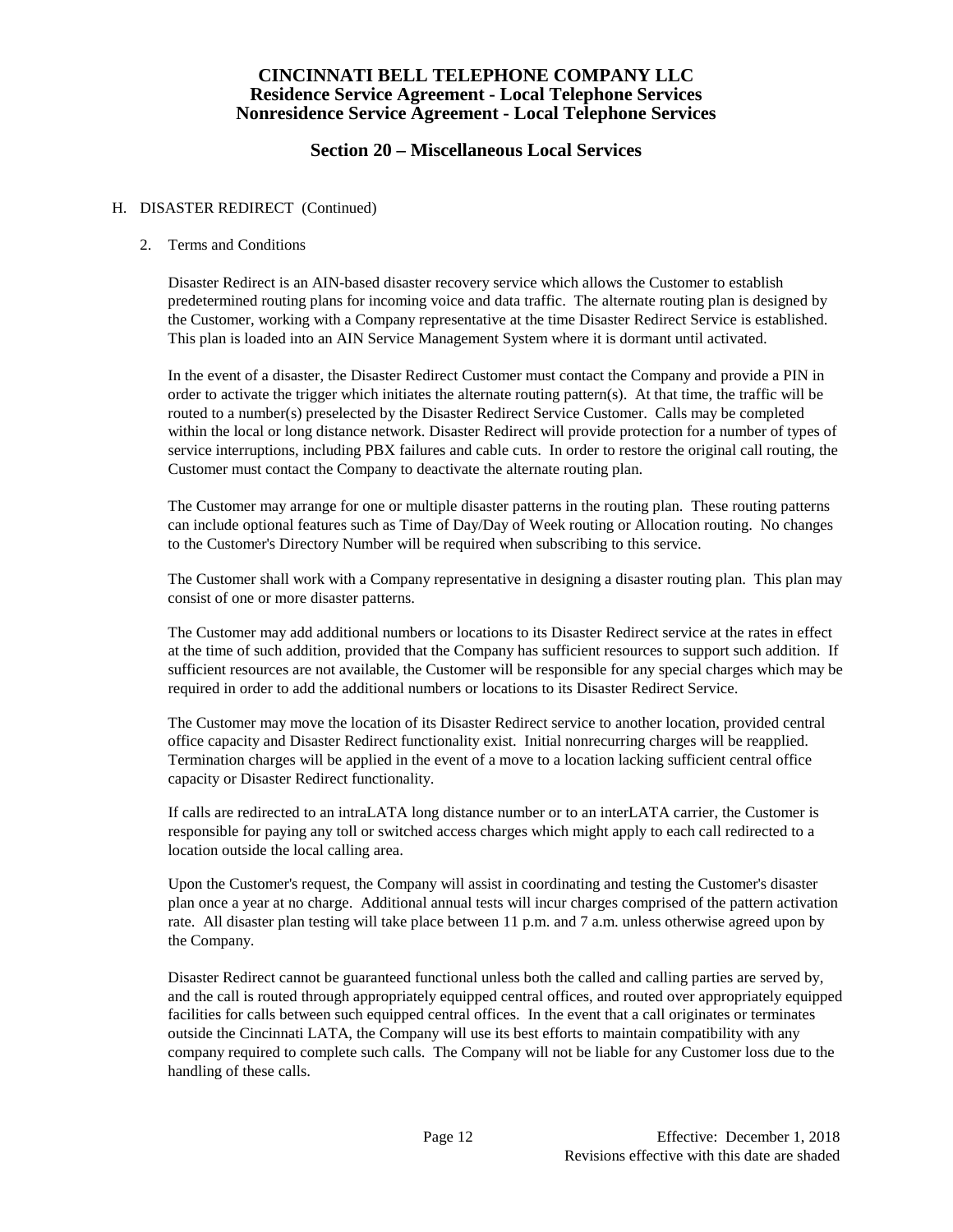H. DISASTER REDIRECT (Continued)

2. Terms and Conditions

   Disaster Redirect is an AIN-based disaster recovery service which allows the Customer to establish predetermined routing plans for incoming voice and data traffic. The alternate routing plan is designed by the Customer, working with a Company representative at the time Disaster Redirect Service is established. This plan is loaded into an AIN Service Management System where it is dormant until activated.

   In the event of a disaster, the Disaster Redirect Customer must contact the Company and provide a PIN in order to activate the trigger which initiates the alternate routing pattern(s). At that time, the traffic will be routed to a number(s) preselected by the Disaster Redirect Service Customer. Calls may be completed within the local or long distance network. Disaster Redirect will provide protection for a number of types of service interruptions, including PBX failures and cable cuts. In order to restore the original call routing, the Customer must contact the Company to deactivate the alternate routing plan.

   The Customer may arrange for one or multiple disaster patterns in the routing plan. These routing patterns can include optional features such as Time of Day/Day of Week routing or Allocation routing. No changes to the Customer's Directory Number will be required when subscribing to this service.

   The Customer shall work with a Company representative in designing a disaster routing plan. This plan may consist of one or more disaster patterns.

   The Customer may add additional numbers or locations to its Disaster Redirect service at the rates in effect at the time of such addition, provided that the Company has sufficient resources to support such addition. If sufficient resources are not available, the Customer will be responsible for any special charges which may be required in order to add the additional numbers or locations to its Disaster Redirect Service.

   The Customer may move the location of its Disaster Redirect service to another location, provided central office capacity and Disaster Redirect functionality exist. Initial nonrecurring charges will be reapplied. Termination charges will be applied in the event of a move to a location lacking sufficient central office capacity or Disaster Redirect functionality.

   If calls are redirected to an intraLATA long distance number or to an interLATA carrier, the Customer is responsible for paying any toll or switched access charges which might apply to each call redirected to a location outside the local calling area.

   Upon the Customer's request, the Company will assist in coordinating and testing the Customer's disaster plan once a year at no charge. Additional annual tests will incur charges comprised of the pattern activation rate. All disaster plan testing will take place between 11 p.m. and 7 a.m. unless otherwise agreed upon by the Company.

   Disaster Redirect cannot be guaranteed functional unless both the called and calling parties are served by, and the call is routed through appropriately equipped central offices, and routed over appropriately equipped facilities for calls between such equipped central offices. In the event that a call originates or terminates outside the Cincinnati LATA, the Company will use its best efforts to maintain compatibility with any company required to complete such calls. The Company will not be liable for any Customer loss due to the handling of these calls.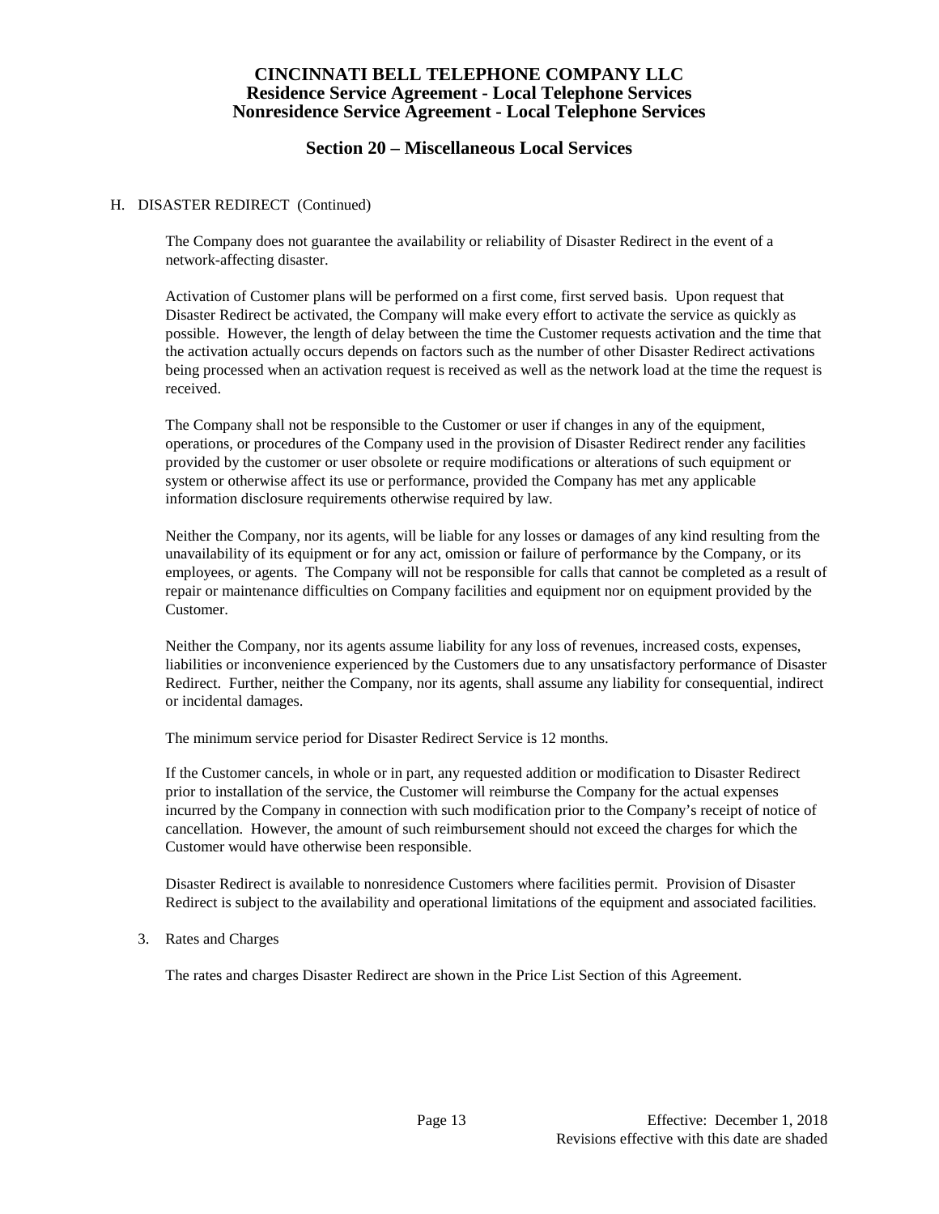# CINCINNATI BELL TELEPHONE COMPANY LLC
## Residence Service Agreement - Local Telephone Services
## Nonresidence Service Agreement - Local Telephone Services

## Section 20 – Miscellaneous Local Services

H. DISASTER REDIRECT (Continued)

The Company does not guarantee the availability or reliability of Disaster Redirect in the event of a network-affecting disaster.

Activation of Customer plans will be performed on a first come, first served basis. Upon request that Disaster Redirect be activated, the Company will make every effort to activate the service as quickly as possible. However, the length of delay between the time the Customer requests activation and the time that the activation actually occurs depends on factors such as the number of other Disaster Redirect activations being processed when an activation request is received as well as the network load at the time the request is received.

The Company shall not be responsible to the Customer or user if changes in any of the equipment, operations, or procedures of the Company used in the provision of Disaster Redirect render any facilities provided by the customer or user obsolete or require modifications or alterations of such equipment or system or otherwise affect its use or performance, provided the Company has met any applicable information disclosure requirements otherwise required by law.

Neither the Company, nor its agents, will be liable for any losses or damages of any kind resulting from the unavailability of its equipment or for any act, omission or failure of performance by the Company, or its employees, or agents. The Company will not be responsible for calls that cannot be completed as a result of repair or maintenance difficulties on Company facilities and equipment nor on equipment provided by the Customer.

Neither the Company, nor its agents assume liability for any loss of revenues, increased costs, expenses, liabilities or inconvenience experienced by the Customers due to any unsatisfactory performance of Disaster Redirect. Further, neither the Company, nor its agents, shall assume any liability for consequential, indirect or incidental damages.

The minimum service period for Disaster Redirect Service is 12 months.

If the Customer cancels, in whole or in part, any requested addition or modification to Disaster Redirect prior to installation of the service, the Customer will reimburse the Company for the actual expenses incurred by the Company in connection with such modification prior to the Company's receipt of notice of cancellation. However, the amount of such reimbursement should not exceed the charges for which the Customer would have otherwise been responsible.

Disaster Redirect is available to nonresidence Customers where facilities permit. Provision of Disaster Redirect is subject to the availability and operational limitations of the equipment and associated facilities.

3. Rates and Charges

The rates and charges Disaster Redirect are shown in the Price List Section of this Agreement.

Effective: December 1, 2018
Revisions effective with this date are shaded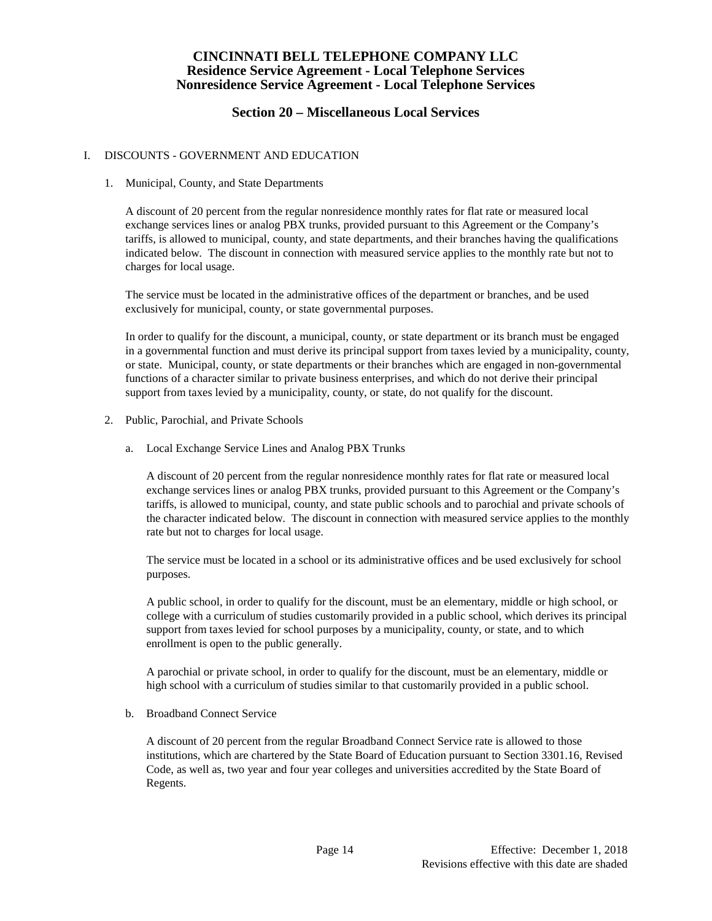# CINCINNATI BELL TELEPHONE COMPANY LLC
## Residence Service Agreement - Local Telephone Services
## Nonresidence Service Agreement - Local Telephone Services

## Section 20 – Miscellaneous Local Services

I. DISCOUNTS - GOVERNMENT AND EDUCATION

1. Municipal, County, and State Departments

   A discount of 20 percent from the regular nonresidence monthly rates for flat rate or measured local exchange services lines or analog PBX trunks, provided pursuant to this Agreement or the Company's tariffs, is allowed to municipal, county, and state departments, and their branches having the qualifications indicated below. The discount in connection with measured service applies to the monthly rate but not to charges for local usage.

   The service must be located in the administrative offices of the department or branches, and be used exclusively for municipal, county, or state governmental purposes.

   In order to qualify for the discount, a municipal, county, or state department or its branch must be engaged in a governmental function and must derive its principal support from taxes levied by a municipality, county, or state. Municipal, county, or state departments or their branches which are engaged in non-governmental functions of a character similar to private business enterprises, and which do not derive their principal support from taxes levied by a municipality, county, or state, do not qualify for the discount.

2. Public, Parochial, and Private Schools

   a. Local Exchange Service Lines and Analog PBX Trunks

      A discount of 20 percent from the regular nonresidence monthly rates for flat rate or measured local exchange services lines or analog PBX trunks, provided pursuant to this Agreement or the Company's tariffs, is allowed to municipal, county, and state public schools and to parochial and private schools of the character indicated below. The discount in connection with measured service applies to the monthly rate but not to charges for local usage.

      The service must be located in a school or its administrative offices and be used exclusively for school purposes.

      A public school, in order to qualify for the discount, must be an elementary, middle or high school, or college with a curriculum of studies customarily provided in a public school, which derives its principal support from taxes levied for school purposes by a municipality, county, or state, and to which enrollment is open to the public generally.

      A parochial or private school, in order to qualify for the discount, must be an elementary, middle or high school with a curriculum of studies similar to that customarily provided in a public school.

   b. Broadband Connect Service

      A discount of 20 percent from the regular Broadband Connect Service rate is allowed to those institutions, which are chartered by the State Board of Education pursuant to Section 3301.16, Revised Code, as well as, two year and four year colleges and universities accredited by the State Board of Regents.

Effective: December 1, 2018
Revisions effective with this date are shaded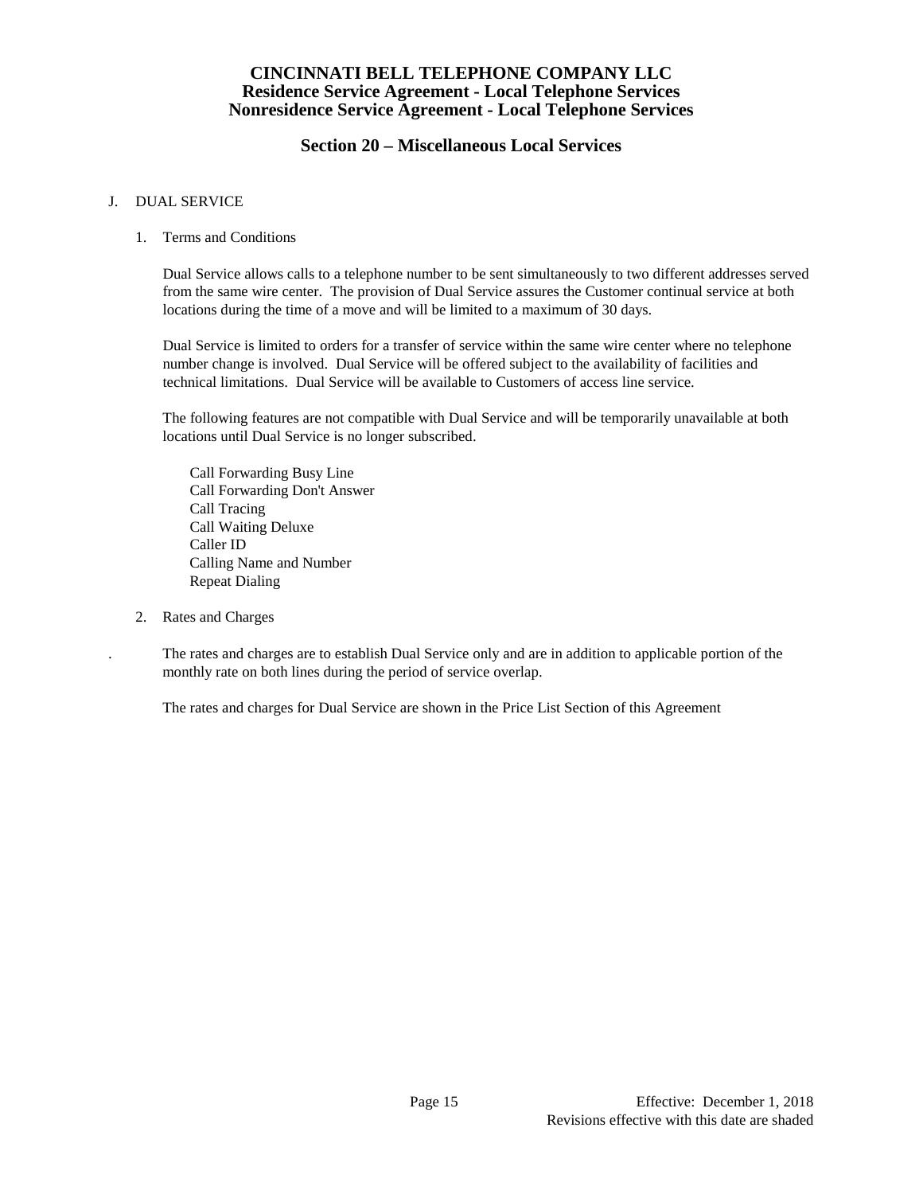# CINCINNATI BELL TELEPHONE COMPANY LLC
## Residence Service Agreement - Local Telephone Services
## Nonresidence Service Agreement - Local Telephone Services

## Section 20 – Miscellaneous Local Services

J. DUAL SERVICE

1. Terms and Conditions

   Dual Service allows calls to a telephone number to be sent simultaneously to two different addresses served from the same wire center. The provision of Dual Service assures the Customer continual service at both locations during the time of a move and will be limited to a maximum of 30 days.

   Dual Service is limited to orders for a transfer of service within the same wire center where no telephone number change is involved. Dual Service will be offered subject to the availability of facilities and technical limitations. Dual Service will be available to Customers of access line service.

   The following features are not compatible with Dual Service and will be temporarily unavailable at both locations until Dual Service is no longer subscribed.

   Call Forwarding Busy Line
   Call Forwarding Don't Answer
   Call Tracing
   Call Waiting Deluxe
   Caller ID
   Calling Name and Number
   Repeat Dialing

2. Rates and Charges

   . The rates and charges are to establish Dual Service only and are in addition to applicable portion of the monthly rate on both lines during the period of service overlap.

   The rates and charges for Dual Service are shown in the Price List Section of this Agreement

Effective: December 1, 2018
Revisions effective with this date are shaded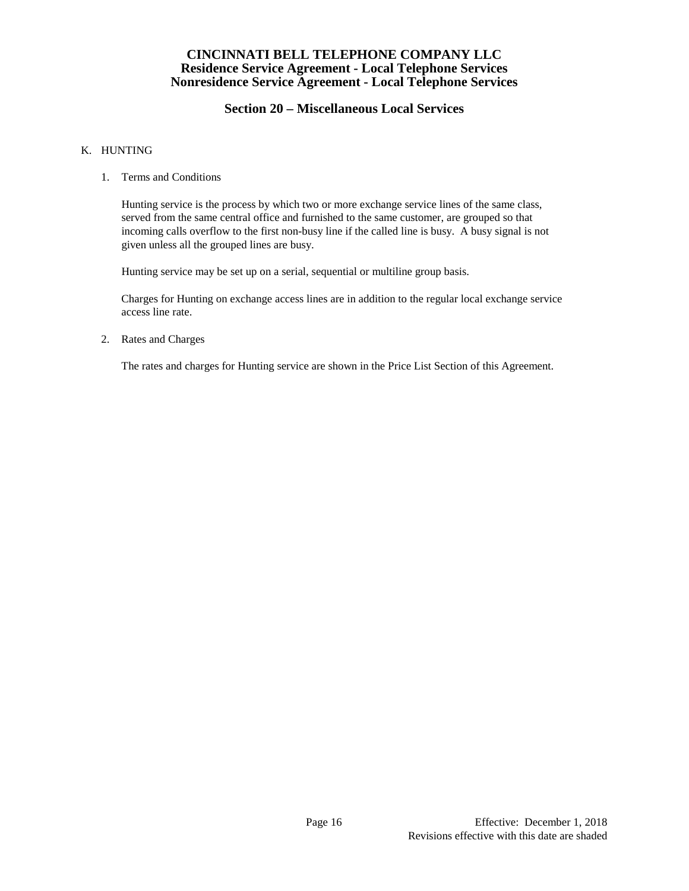# CINCINNATI BELL TELEPHONE COMPANY LLC
## Residence Service Agreement - Local Telephone Services
## Nonresidence Service Agreement - Local Telephone Services

## Section 20 – Miscellaneous Local Services

K. HUNTING

1. Terms and Conditions

   Hunting service is the process by which two or more exchange service lines of the same class, served from the same central office and furnished to the same customer, are grouped so that incoming calls overflow to the first non-busy line if the called line is busy. A busy signal is not given unless all the grouped lines are busy.

   Hunting service may be set up on a serial, sequential or multiline group basis.

   Charges for Hunting on exchange access lines are in addition to the regular local exchange service access line rate.

2. Rates and Charges

   The rates and charges for Hunting service are shown in the Price List Section of this Agreement.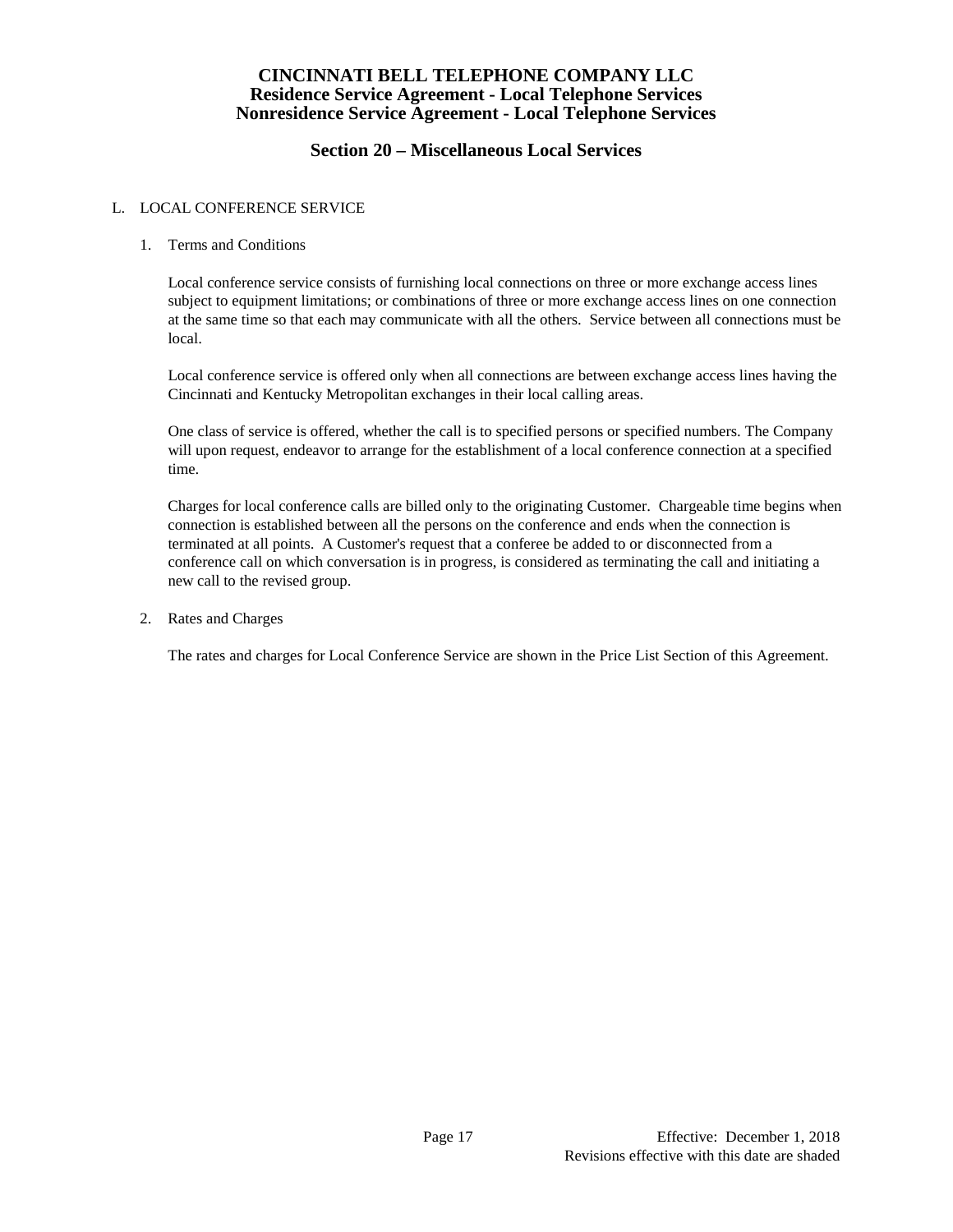## L. LOCAL CONFERENCE SERVICE

### 1. Terms and Conditions

Local conference service consists of furnishing local connections on three or more exchange access lines subject to equipment limitations; or combinations of three or more exchange access lines on one connection at the same time so that each may communicate with all the others. Service between all connections must be local.

Local conference service is offered only when all connections are between exchange access lines having the Cincinnati and Kentucky Metropolitan exchanges in their local calling areas.

One class of service is offered, whether the call is to specified persons or specified numbers. The Company will upon request, endeavor to arrange for the establishment of a local conference connection at a specified time.

Charges for local conference calls are billed only to the originating Customer. Chargeable time begins when connection is established between all the persons on the conference and ends when the connection is terminated at all points. A Customer's request that a conferee be added to or disconnected from a conference call on which conversation is in progress, is considered as terminating the call and initiating a new call to the revised group.

### 2. Rates and Charges

The rates and charges for Local Conference Service are shown in the Price List Section of this Agreement.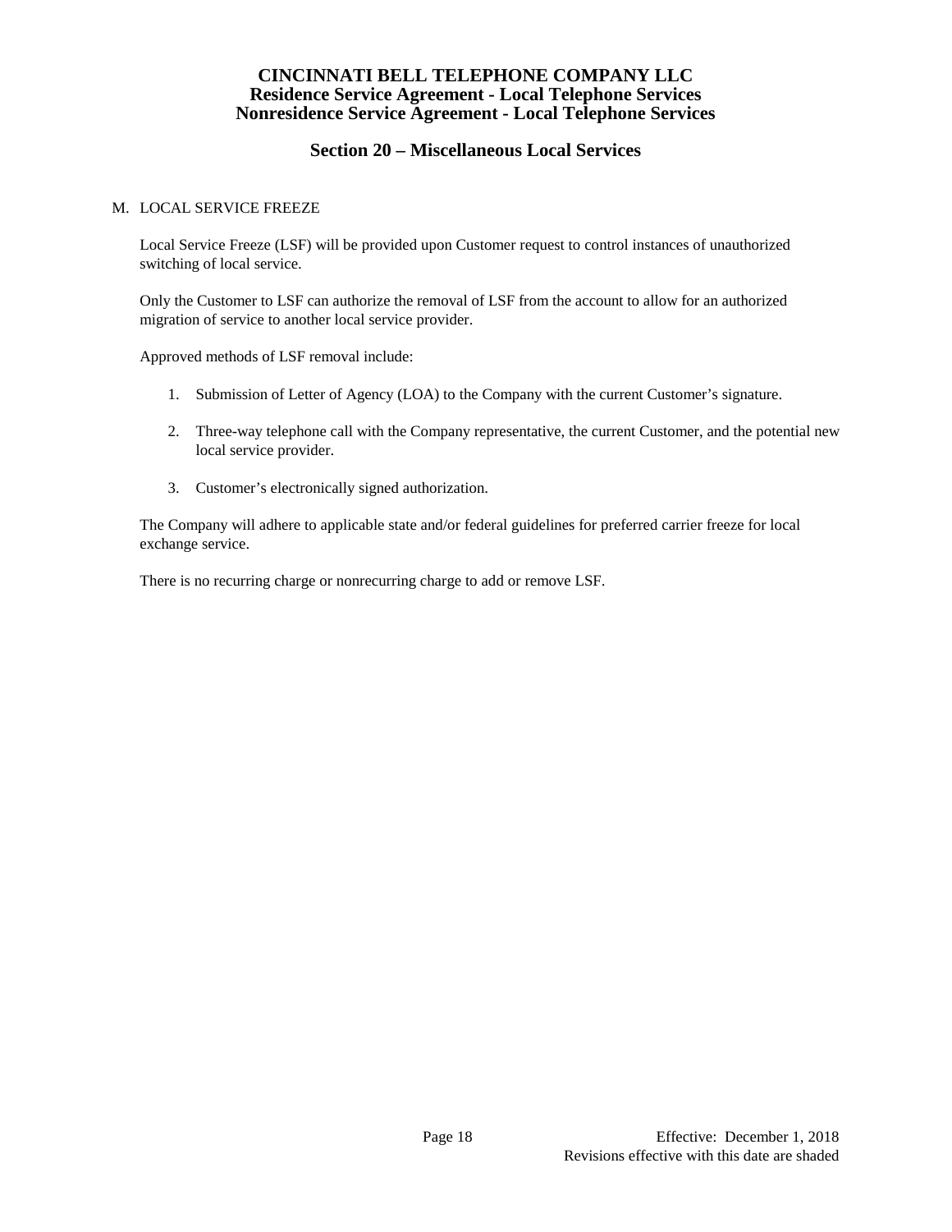# CINCINNATI BELL TELEPHONE COMPANY LLC
## Residence Service Agreement - Local Telephone Services
## Nonresidence Service Agreement - Local Telephone Services

## Section 20 – Miscellaneous Local Services

M. LOCAL SERVICE FREEZE

Local Service Freeze (LSF) will be provided upon Customer request to control instances of unauthorized switching of local service.

Only the Customer to LSF can authorize the removal of LSF from the account to allow for an authorized migration of service to another local service provider.

Approved methods of LSF removal include:

1. Submission of Letter of Agency (LOA) to the Company with the current Customer's signature.
2. Three-way telephone call with the Company representative, the current Customer, and the potential new local service provider.
3. Customer's electronically signed authorization.

The Company will adhere to applicable state and/or federal guidelines for preferred carrier freeze for local exchange service.

There is no recurring charge or nonrecurring charge to add or remove LSF.

Effective: December 1, 2018
Revisions effective with this date are shaded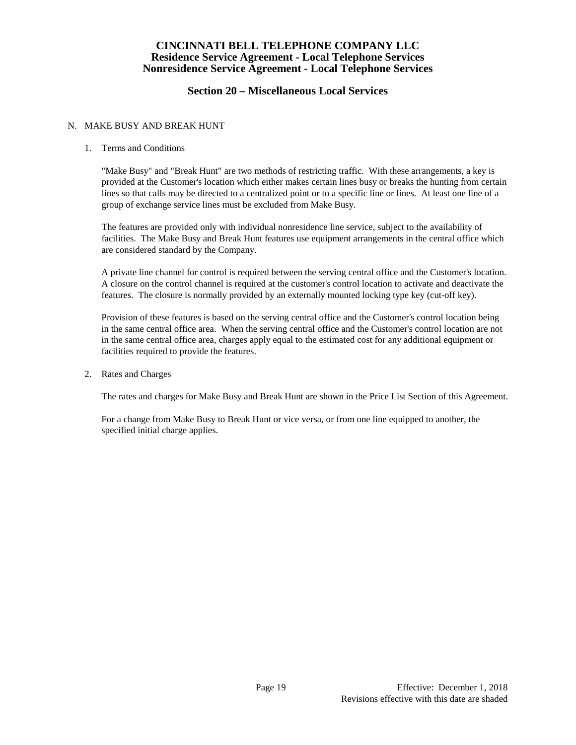# CINCINNATI BELL TELEPHONE COMPANY LLC
## Residence Service Agreement - Local Telephone Services
## Nonresidence Service Agreement - Local Telephone Services

## Section 20 – Miscellaneous Local Services

N. MAKE BUSY AND BREAK HUNT

1. Terms and Conditions

   "Make Busy" and "Break Hunt" are two methods of restricting traffic. With these arrangements, a key is provided at the Customer's location which either makes certain lines busy or breaks the hunting from certain lines so that calls may be directed to a centralized point or to a specific line or lines. At least one line of a group of exchange service lines must be excluded from Make Busy.

   The features are provided only with individual nonresidence line service, subject to the availability of facilities. The Make Busy and Break Hunt features use equipment arrangements in the central office which are considered standard by the Company.

   A private line channel for control is required between the serving central office and the Customer's location. A closure on the control channel is required at the customer's control location to activate and deactivate the features. The closure is normally provided by an externally mounted locking type key (cut-off key).

   Provision of these features is based on the serving central office and the Customer's control location being in the same central office area. When the serving central office and the Customer's control location are not in the same central office area, charges apply equal to the estimated cost for any additional equipment or facilities required to provide the features.

2. Rates and Charges

   The rates and charges for Make Busy and Break Hunt are shown in the Price List Section of this Agreement.

   For a change from Make Busy to Break Hunt or vice versa, or from one line equipped to another, the specified initial charge applies.

Effective: December 1, 2018
Revisions effective with this date are shaded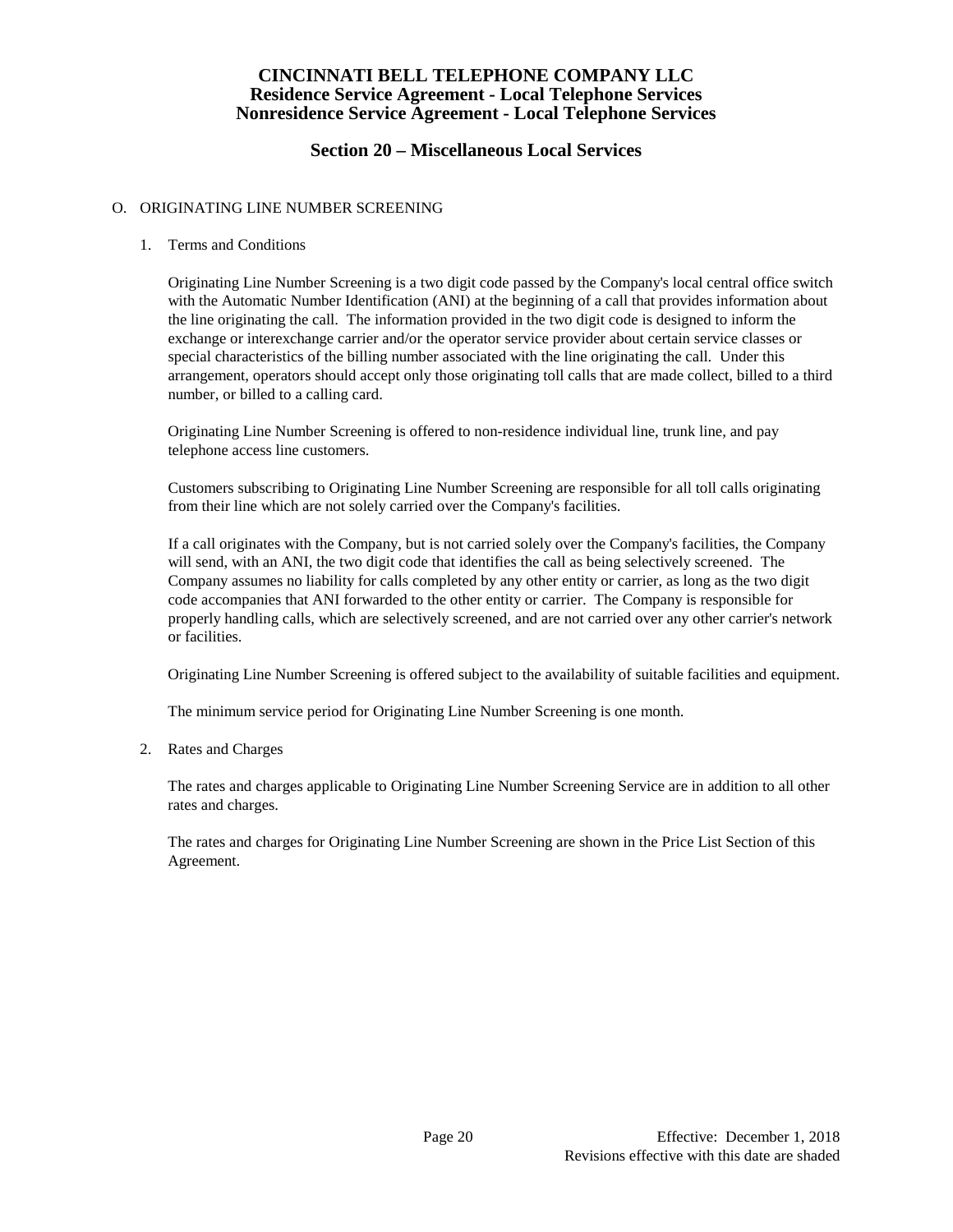# CINCINNATI BELL TELEPHONE COMPANY LLC
## Residence Service Agreement - Local Telephone Services
## Nonresidence Service Agreement - Local Telephone Services

## Section 20 – Miscellaneous Local Services

O. ORIGINATING LINE NUMBER SCREENING

1. Terms and Conditions

   Originating Line Number Screening is a two digit code passed by the Company's local central office switch with the Automatic Number Identification (ANI) at the beginning of a call that provides information about the line originating the call. The information provided in the two digit code is designed to inform the exchange or interexchange carrier and/or the operator service provider about certain service classes or special characteristics of the billing number associated with the line originating the call. Under this arrangement, operators should accept only those originating toll calls that are made collect, billed to a third number, or billed to a calling card.

   Originating Line Number Screening is offered to non-residence individual line, trunk line, and pay telephone access line customers.

   Customers subscribing to Originating Line Number Screening are responsible for all toll calls originating from their line which are not solely carried over the Company's facilities.

   If a call originates with the Company, but is not carried solely over the Company's facilities, the Company will send, with an ANI, the two digit code that identifies the call as being selectively screened. The Company assumes no liability for calls completed by any other entity or carrier, as long as the two digit code accompanies that ANI forwarded to the other entity or carrier. The Company is responsible for properly handling calls, which are selectively screened, and are not carried over any other carrier's network or facilities.

   Originating Line Number Screening is offered subject to the availability of suitable facilities and equipment.

   The minimum service period for Originating Line Number Screening is one month.

2. Rates and Charges

   The rates and charges applicable to Originating Line Number Screening Service are in addition to all other rates and charges.

   The rates and charges for Originating Line Number Screening are shown in the Price List Section of this Agreement.

Effective: December 1, 2018
Revisions effective with this date are shaded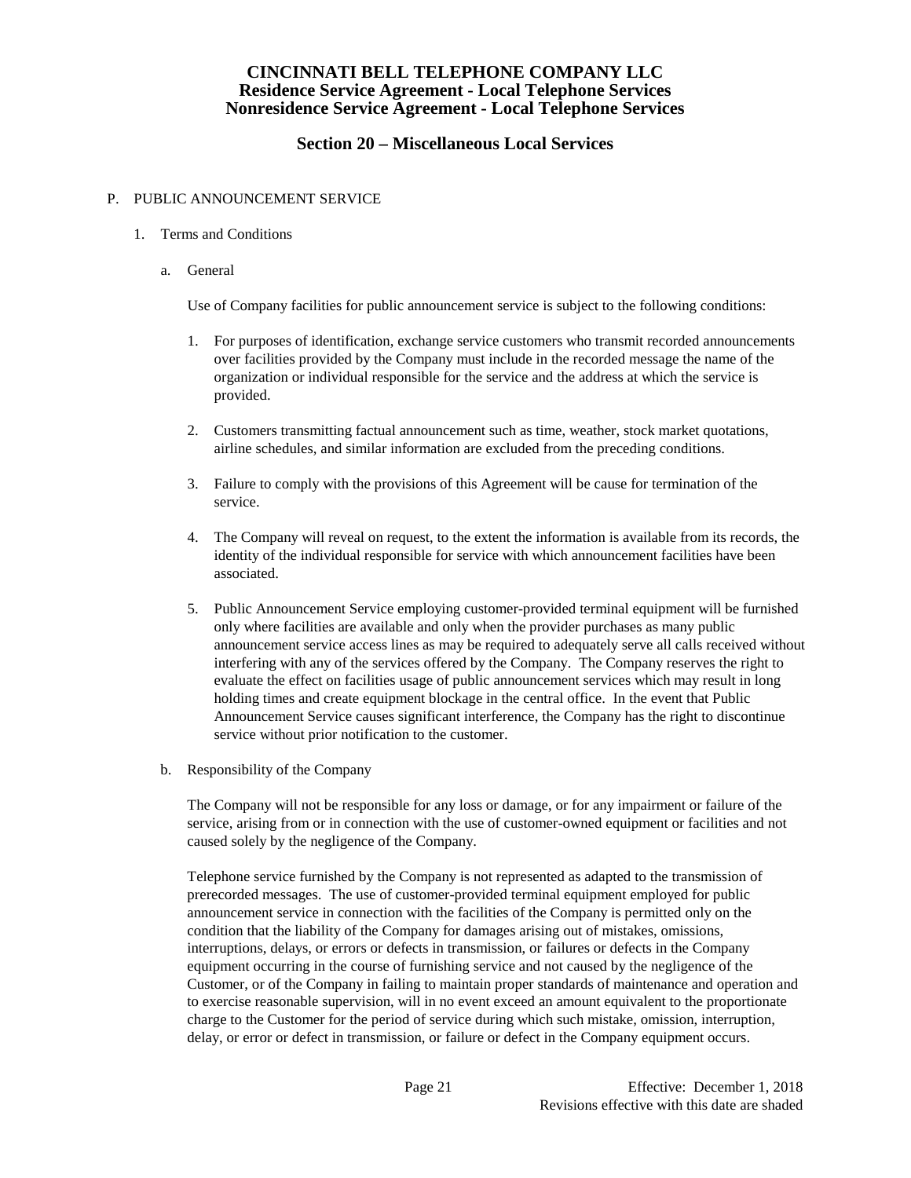# CINCINNATI BELL TELEPHONE COMPANY LLC
## Residence Service Agreement - Local Telephone Services
## Nonresidence Service Agreement - Local Telephone Services

## Section 20 – Miscellaneous Local Services

P. PUBLIC ANNOUNCEMENT SERVICE

1. Terms and Conditions

   a. General

   Use of Company facilities for public announcement service is subject to the following conditions:

   1. For purposes of identification, exchange service customers who transmit recorded announcements over facilities provided by the Company must include in the recorded message the name of the organization or individual responsible for the service and the address at which the service is provided.

   2. Customers transmitting factual announcement such as time, weather, stock market quotations, airline schedules, and similar information are excluded from the preceding conditions.

   3. Failure to comply with the provisions of this Agreement will be cause for termination of the service.

   4. The Company will reveal on request, to the extent the information is available from its records, the identity of the individual responsible for service with which announcement facilities have been associated.

   5. Public Announcement Service employing customer-provided terminal equipment will be furnished only where facilities are available and only when the provider purchases as many public announcement service access lines as may be required to adequately serve all calls received without interfering with any of the services offered by the Company. The Company reserves the right to evaluate the effect on facilities usage of public announcement services which may result in long holding times and create equipment blockage in the central office. In the event that Public Announcement Service causes significant interference, the Company has the right to discontinue service without prior notification to the customer.

   b. Responsibility of the Company

   The Company will not be responsible for any loss or damage, or for any impairment or failure of the service, arising from or in connection with the use of customer-owned equipment or facilities and not caused solely by the negligence of the Company.

   Telephone service furnished by the Company is not represented as adapted to the transmission of prerecorded messages. The use of customer-provided terminal equipment employed for public announcement service in connection with the facilities of the Company is permitted only on the condition that the liability of the Company for damages arising out of mistakes, omissions, interruptions, delays, or errors or defects in transmission, or failures or defects in the Company equipment occurring in the course of furnishing service and not caused by the negligence of the Customer, or of the Company in failing to maintain proper standards of maintenance and operation and to exercise reasonable supervision, will in no event exceed an amount equivalent to the proportionate charge to the Customer for the period of service during which such mistake, omission, interruption, delay, or error or defect in transmission, or failure or defect in the Company equipment occurs.

Effective: December 1, 2018
Revisions effective with this date are shaded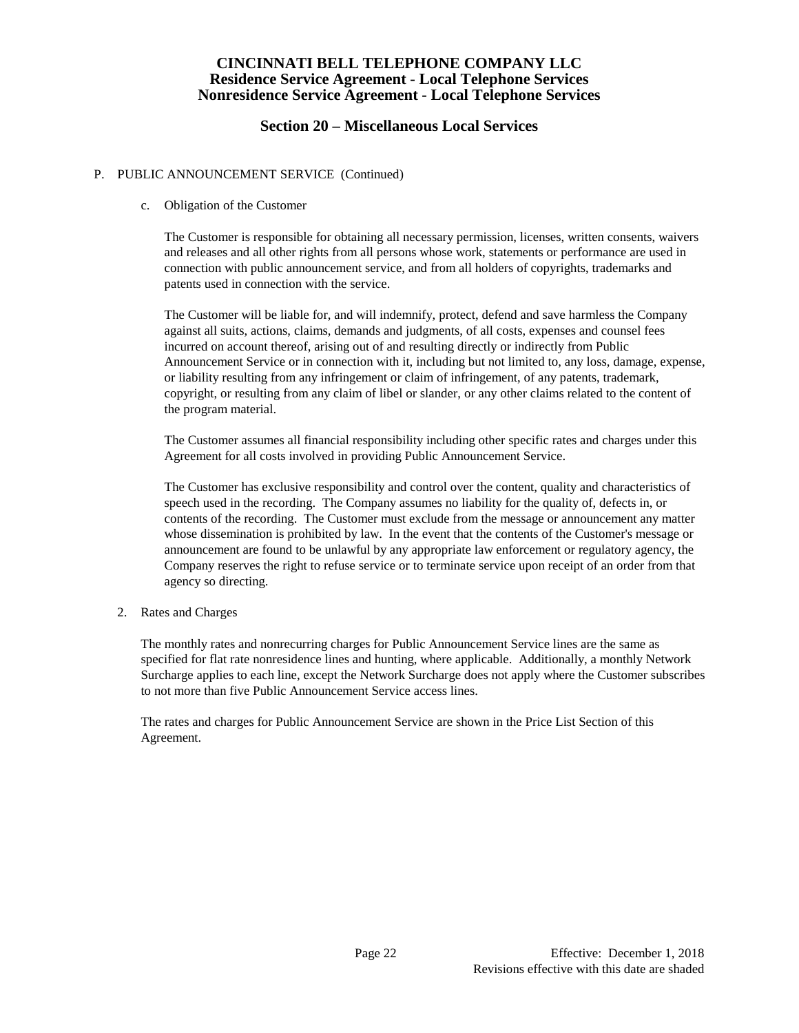# CINCINNATI BELL TELEPHONE COMPANY LLC
## Residence Service Agreement - Local Telephone Services
## Nonresidence Service Agreement - Local Telephone Services

## Section 20 – Miscellaneous Local Services

P. PUBLIC ANNOUNCEMENT SERVICE (Continued)

c. Obligation of the Customer

The Customer is responsible for obtaining all necessary permission, licenses, written consents, waivers and releases and all other rights from all persons whose work, statements or performance are used in connection with public announcement service, and from all holders of copyrights, trademarks and patents used in connection with the service.

The Customer will be liable for, and will indemnify, protect, defend and save harmless the Company against all suits, actions, claims, demands and judgments, of all costs, expenses and counsel fees incurred on account thereof, arising out of and resulting directly or indirectly from Public Announcement Service or in connection with it, including but not limited to, any loss, damage, expense, or liability resulting from any infringement or claim of infringement, of any patents, trademark, copyright, or resulting from any claim of libel or slander, or any other claims related to the content of the program material.

The Customer assumes all financial responsibility including other specific rates and charges under this Agreement for all costs involved in providing Public Announcement Service.

The Customer has exclusive responsibility and control over the content, quality and characteristics of speech used in the recording. The Company assumes no liability for the quality of, defects in, or contents of the recording. The Customer must exclude from the message or announcement any matter whose dissemination is prohibited by law. In the event that the contents of the Customer's message or announcement are found to be unlawful by any appropriate law enforcement or regulatory agency, the Company reserves the right to refuse service or to terminate service upon receipt of an order from that agency so directing.

2. Rates and Charges

The monthly rates and nonrecurring charges for Public Announcement Service lines are the same as specified for flat rate nonresidence lines and hunting, where applicable. Additionally, a monthly Network Surcharge applies to each line, except the Network Surcharge does not apply where the Customer subscribes to not more than five Public Announcement Service access lines.

The rates and charges for Public Announcement Service are shown in the Price List Section of this Agreement.

Effective: December 1, 2018
Revisions effective with this date are shaded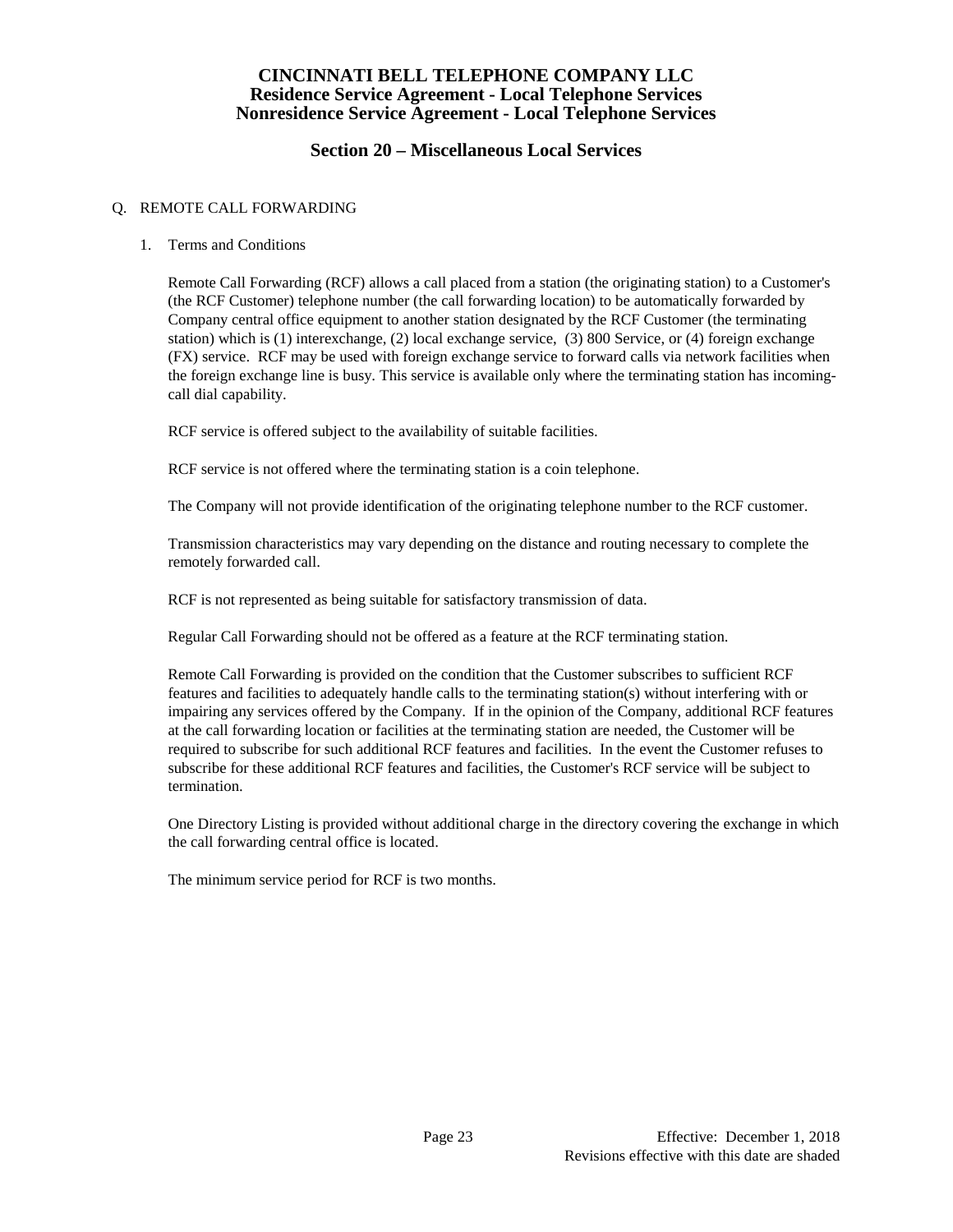## Section 20 – Miscellaneous Local Services

Q. REMOTE CALL FORWARDING

1. Terms and Conditions

   Remote Call Forwarding (RCF) allows a call placed from a station (the originating station) to a Customer's (the RCF Customer) telephone number (the call forwarding location) to be automatically forwarded by Company central office equipment to another station designated by the RCF Customer (the terminating station) which is (1) interexchange, (2) local exchange service, (3) 800 Service, or (4) foreign exchange (FX) service. RCF may be used with foreign exchange service to forward calls via network facilities when the foreign exchange line is busy. This service is available only where the terminating station has incoming-call dial capability.

   RCF service is offered subject to the availability of suitable facilities.

   RCF service is not offered where the terminating station is a coin telephone.

   The Company will not provide identification of the originating telephone number to the RCF customer.

   Transmission characteristics may vary depending on the distance and routing necessary to complete the remotely forwarded call.

   RCF is not represented as being suitable for satisfactory transmission of data.

   Regular Call Forwarding should not be offered as a feature at the RCF terminating station.

   Remote Call Forwarding is provided on the condition that the Customer subscribes to sufficient RCF features and facilities to adequately handle calls to the terminating station(s) without interfering with or impairing any services offered by the Company. If in the opinion of the Company, additional RCF features at the call forwarding location or facilities at the terminating station are needed, the Customer will be required to subscribe for such additional RCF features and facilities. In the event the Customer refuses to subscribe for these additional RCF features and facilities, the Customer's RCF service will be subject to termination.

   One Directory Listing is provided without additional charge in the directory covering the exchange in which the call forwarding central office is located.

   The minimum service period for RCF is two months.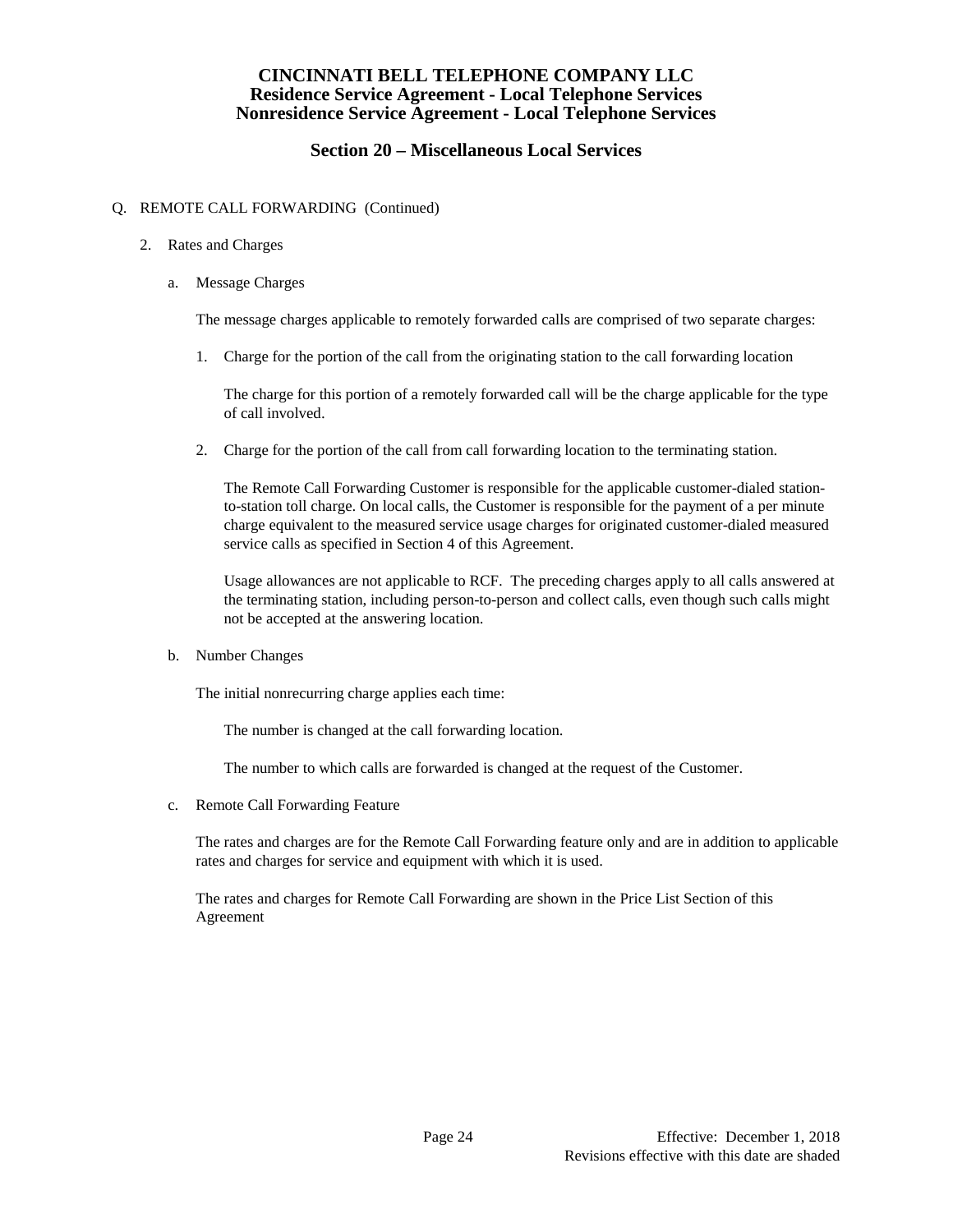# CINCINNATI BELL TELEPHONE COMPANY LLC
## Residence Service Agreement - Local Telephone Services
## Nonresidence Service Agreement - Local Telephone Services

## Section 20 – Miscellaneous Local Services

Q. REMOTE CALL FORWARDING (Continued)

2. Rates and Charges

   a. Message Charges

      The message charges applicable to remotely forwarded calls are comprised of two separate charges:

      1. Charge for the portion of the call from the originating station to the call forwarding location

         The charge for this portion of a remotely forwarded call will be the charge applicable for the type of call involved.

      2. Charge for the portion of the call from call forwarding location to the terminating station.

         The Remote Call Forwarding Customer is responsible for the applicable customer-dialed station-to-station toll charge. On local calls, the Customer is responsible for the payment of a per minute charge equivalent to the measured service usage charges for originated customer-dialed measured service calls as specified in Section 4 of this Agreement.

         Usage allowances are not applicable to RCF. The preceding charges apply to all calls answered at the terminating station, including person-to-person and collect calls, even though such calls might not be accepted at the answering location.

   b. Number Changes

      The initial nonrecurring charge applies each time:

      The number is changed at the call forwarding location.

      The number to which calls are forwarded is changed at the request of the Customer.

   c. Remote Call Forwarding Feature

      The rates and charges are for the Remote Call Forwarding feature only and are in addition to applicable rates and charges for service and equipment with which it is used.

      The rates and charges for Remote Call Forwarding are shown in the Price List Section of this Agreement

Effective: December 1, 2018
Revisions effective with this date are shaded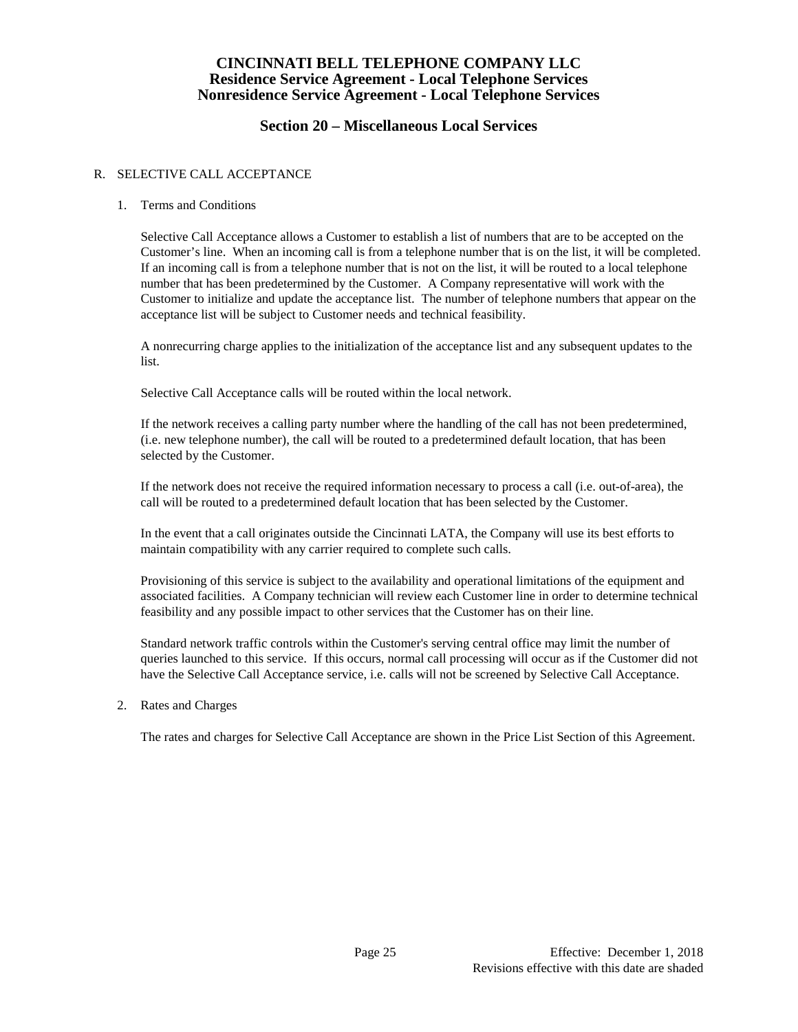# CINCINNATI BELL TELEPHONE COMPANY LLC
## Residence Service Agreement - Local Telephone Services
## Nonresidence Service Agreement - Local Telephone Services

## Section 20 – Miscellaneous Local Services

R. SELECTIVE CALL ACCEPTANCE

1. Terms and Conditions

   Selective Call Acceptance allows a Customer to establish a list of numbers that are to be accepted on the Customer's line. When an incoming call is from a telephone number that is on the list, it will be completed. If an incoming call is from a telephone number that is not on the list, it will be routed to a local telephone number that has been predetermined by the Customer. A Company representative will work with the Customer to initialize and update the acceptance list. The number of telephone numbers that appear on the acceptance list will be subject to Customer needs and technical feasibility.

   A nonrecurring charge applies to the initialization of the acceptance list and any subsequent updates to the list.

   Selective Call Acceptance calls will be routed within the local network.

   If the network receives a calling party number where the handling of the call has not been predetermined, (i.e. new telephone number), the call will be routed to a predetermined default location, that has been selected by the Customer.

   If the network does not receive the required information necessary to process a call (i.e. out-of-area), the call will be routed to a predetermined default location that has been selected by the Customer.

   In the event that a call originates outside the Cincinnati LATA, the Company will use its best efforts to maintain compatibility with any carrier required to complete such calls.

   Provisioning of this service is subject to the availability and operational limitations of the equipment and associated facilities. A Company technician will review each Customer line in order to determine technical feasibility and any possible impact to other services that the Customer has on their line.

   Standard network traffic controls within the Customer's serving central office may limit the number of queries launched to this service. If this occurs, normal call processing will occur as if the Customer did not have the Selective Call Acceptance service, i.e. calls will not be screened by Selective Call Acceptance.

2. Rates and Charges

   The rates and charges for Selective Call Acceptance are shown in the Price List Section of this Agreement.

Effective: December 1, 2018
Revisions effective with this date are shaded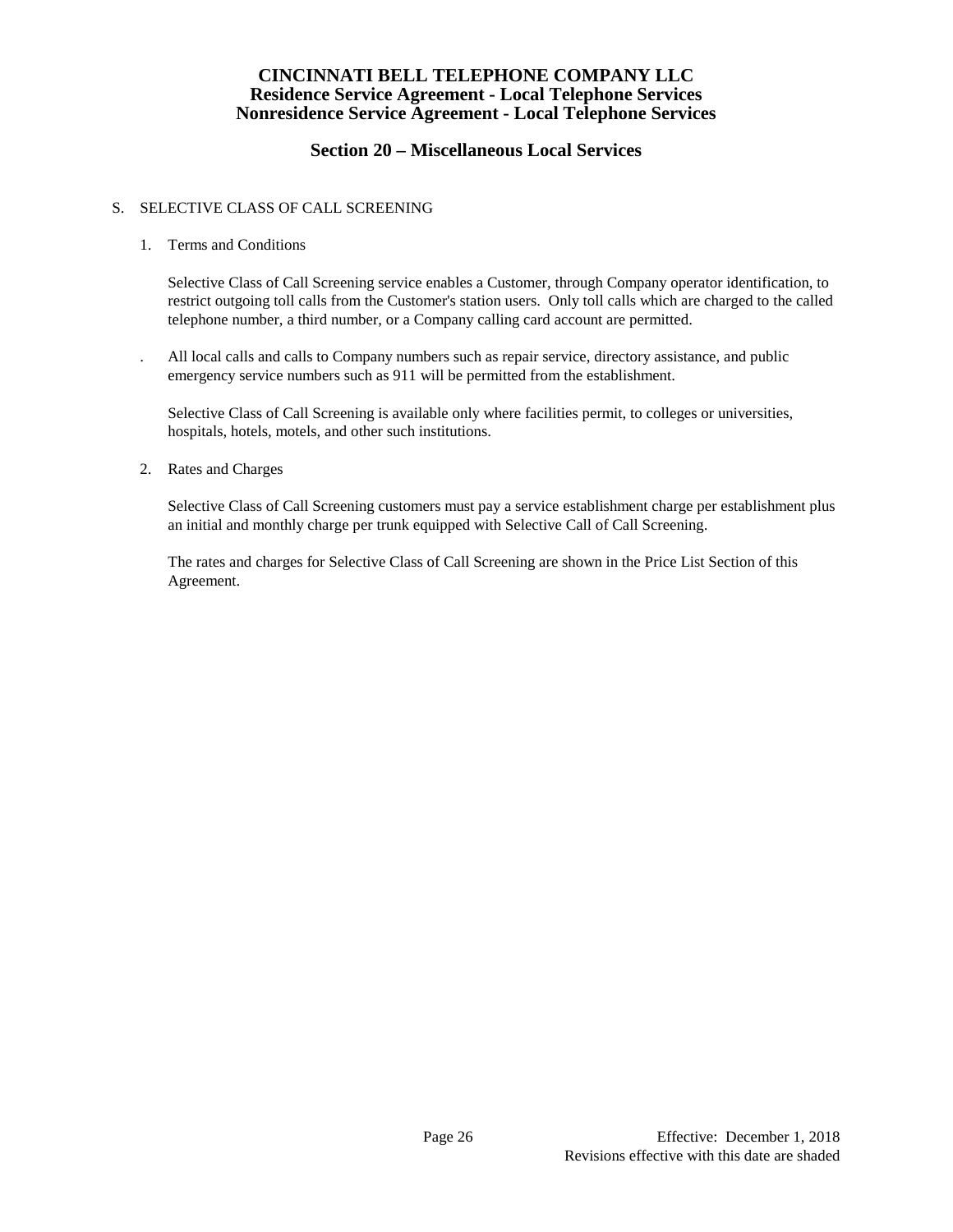# CINCINNATI BELL TELEPHONE COMPANY LLC
## Residence Service Agreement - Local Telephone Services
## Nonresidence Service Agreement - Local Telephone Services

## Section 20 – Miscellaneous Local Services

S. SELECTIVE CLASS OF CALL SCREENING

1. Terms and Conditions

   Selective Class of Call Screening service enables a Customer, through Company operator identification, to restrict outgoing toll calls from the Customer's station users. Only toll calls which are charged to the called telephone number, a third number, or a Company calling card account are permitted.

   . All local calls and calls to Company numbers such as repair service, directory assistance, and public emergency service numbers such as 911 will be permitted from the establishment.

   Selective Class of Call Screening is available only where facilities permit, to colleges or universities, hospitals, hotels, motels, and other such institutions.

2. Rates and Charges

   Selective Class of Call Screening customers must pay a service establishment charge per establishment plus an initial and monthly charge per trunk equipped with Selective Call of Call Screening.

   The rates and charges for Selective Class of Call Screening are shown in the Price List Section of this Agreement.

Effective: December 1, 2018
Revisions effective with this date are shaded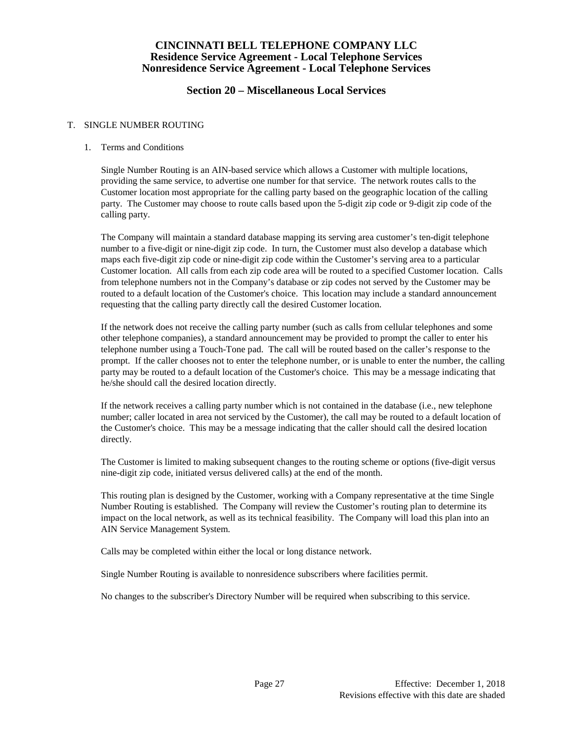# CINCINNATI BELL TELEPHONE COMPANY LLC
## Residence Service Agreement - Local Telephone Services
## Nonresidence Service Agreement - Local Telephone Services

## Section 20 – Miscellaneous Local Services

T. SINGLE NUMBER ROUTING

1. Terms and Conditions

   Single Number Routing is an AIN-based service which allows a Customer with multiple locations, providing the same service, to advertise one number for that service. The network routes calls to the Customer location most appropriate for the calling party based on the geographic location of the calling party. The Customer may choose to route calls based upon the 5-digit zip code or 9-digit zip code of the calling party.

   The Company will maintain a standard database mapping its serving area customer's ten-digit telephone number to a five-digit or nine-digit zip code. In turn, the Customer must also develop a database which maps each five-digit zip code or nine-digit zip code within the Customer's serving area to a particular Customer location. All calls from each zip code area will be routed to a specified Customer location. Calls from telephone numbers not in the Company's database or zip codes not served by the Customer may be routed to a default location of the Customer's choice. This location may include a standard announcement requesting that the calling party directly call the desired Customer location.

   If the network does not receive the calling party number (such as calls from cellular telephones and some other telephone companies), a standard announcement may be provided to prompt the caller to enter his telephone number using a Touch-Tone pad. The call will be routed based on the caller's response to the prompt. If the caller chooses not to enter the telephone number, or is unable to enter the number, the calling party may be routed to a default location of the Customer's choice. This may be a message indicating that he/she should call the desired location directly.

   If the network receives a calling party number which is not contained in the database (i.e., new telephone number; caller located in area not serviced by the Customer), the call may be routed to a default location of the Customer's choice. This may be a message indicating that the caller should call the desired location directly.

   The Customer is limited to making subsequent changes to the routing scheme or options (five-digit versus nine-digit zip code, initiated versus delivered calls) at the end of the month.

   This routing plan is designed by the Customer, working with a Company representative at the time Single Number Routing is established. The Company will review the Customer's routing plan to determine its impact on the local network, as well as its technical feasibility. The Company will load this plan into an AIN Service Management System.

   Calls may be completed within either the local or long distance network.

   Single Number Routing is available to nonresidence subscribers where facilities permit.

   No changes to the subscriber's Directory Number will be required when subscribing to this service.

Effective: December 1, 2018
Revisions effective with this date are shaded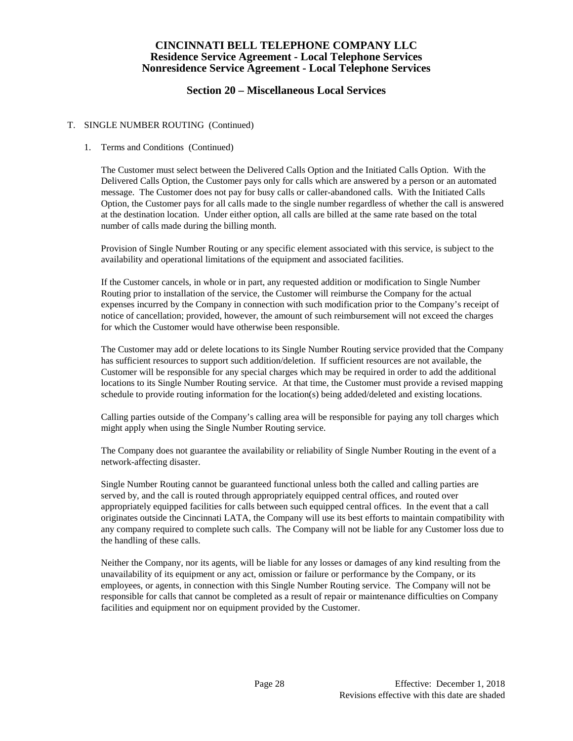## T. SINGLE NUMBER ROUTING (Continued)

### 1. Terms and Conditions (Continued)

The Customer must select between the Delivered Calls Option and the Initiated Calls Option. With the Delivered Calls Option, the Customer pays only for calls which are answered by a person or an automated message. The Customer does not pay for busy calls or caller-abandoned calls. With the Initiated Calls Option, the Customer pays for all calls made to the single number regardless of whether the call is answered at the destination location. Under either option, all calls are billed at the same rate based on the total number of calls made during the billing month.

Provision of Single Number Routing or any specific element associated with this service, is subject to the availability and operational limitations of the equipment and associated facilities.

If the Customer cancels, in whole or in part, any requested addition or modification to Single Number Routing prior to installation of the service, the Customer will reimburse the Company for the actual expenses incurred by the Company in connection with such modification prior to the Company's receipt of notice of cancellation; provided, however, the amount of such reimbursement will not exceed the charges for which the Customer would have otherwise been responsible.

The Customer may add or delete locations to its Single Number Routing service provided that the Company has sufficient resources to support such addition/deletion. If sufficient resources are not available, the Customer will be responsible for any special charges which may be required in order to add the additional locations to its Single Number Routing service. At that time, the Customer must provide a revised mapping schedule to provide routing information for the location(s) being added/deleted and existing locations.

Calling parties outside of the Company's calling area will be responsible for paying any toll charges which might apply when using the Single Number Routing service.

The Company does not guarantee the availability or reliability of Single Number Routing in the event of a network-affecting disaster.

Single Number Routing cannot be guaranteed functional unless both the called and calling parties are served by, and the call is routed through appropriately equipped central offices, and routed over appropriately equipped facilities for calls between such equipped central offices. In the event that a call originates outside the Cincinnati LATA, the Company will use its best efforts to maintain compatibility with any company required to complete such calls. The Company will not be liable for any Customer loss due to the handling of these calls.

Neither the Company, nor its agents, will be liable for any losses or damages of any kind resulting from the unavailability of its equipment or any act, omission or failure or performance by the Company, or its employees, or agents, in connection with this Single Number Routing service. The Company will not be responsible for calls that cannot be completed as a result of repair or maintenance difficulties on Company facilities and equipment nor on equipment provided by the Customer.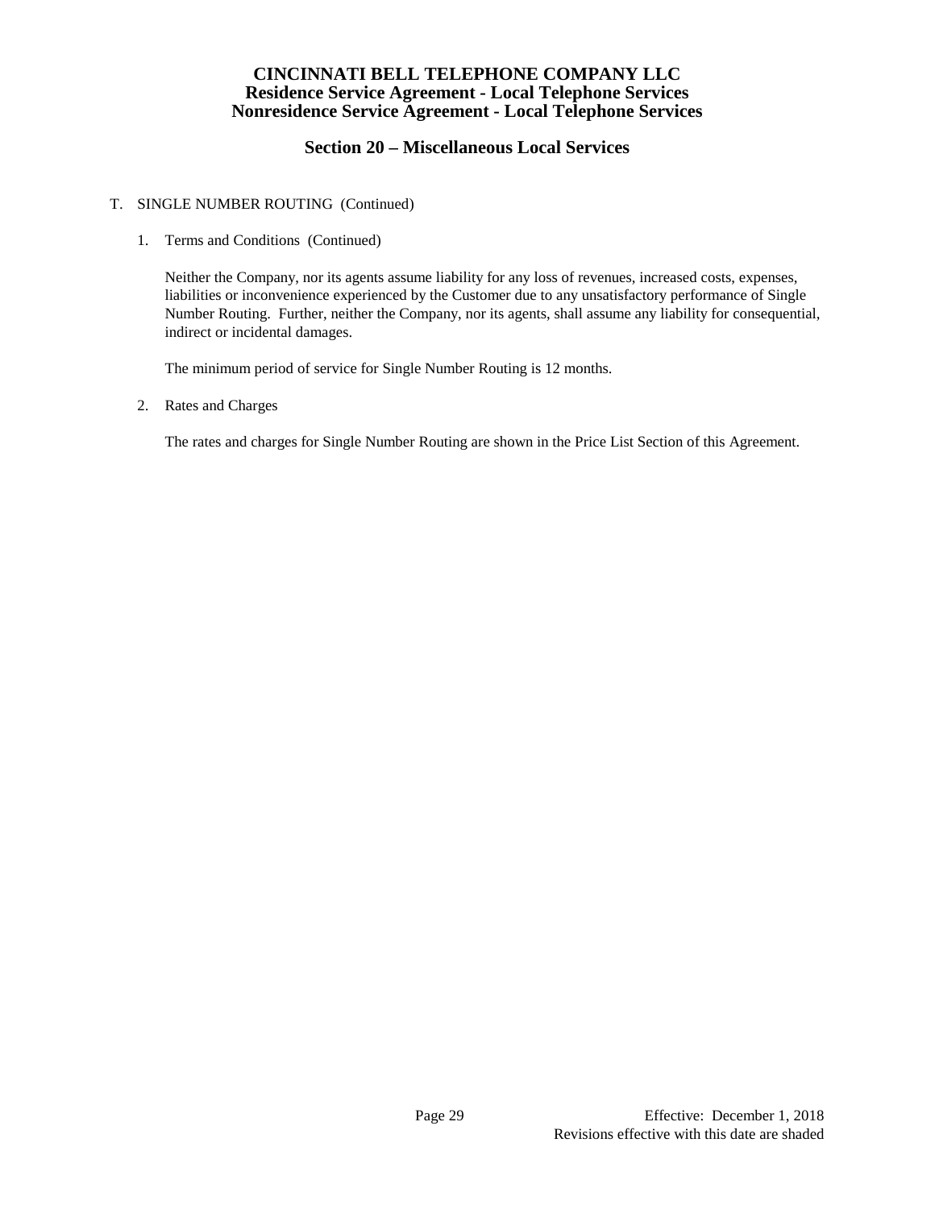T. SINGLE NUMBER ROUTING (Continued)

1. Terms and Conditions (Continued)

   Neither the Company, nor its agents assume liability for any loss of revenues, increased costs, expenses, liabilities or inconvenience experienced by the Customer due to any unsatisfactory performance of Single Number Routing. Further, neither the Company, nor its agents, shall assume any liability for consequential, indirect or incidental damages.

   The minimum period of service for Single Number Routing is 12 months.

2. Rates and Charges

   The rates and charges for Single Number Routing are shown in the Price List Section of this Agreement.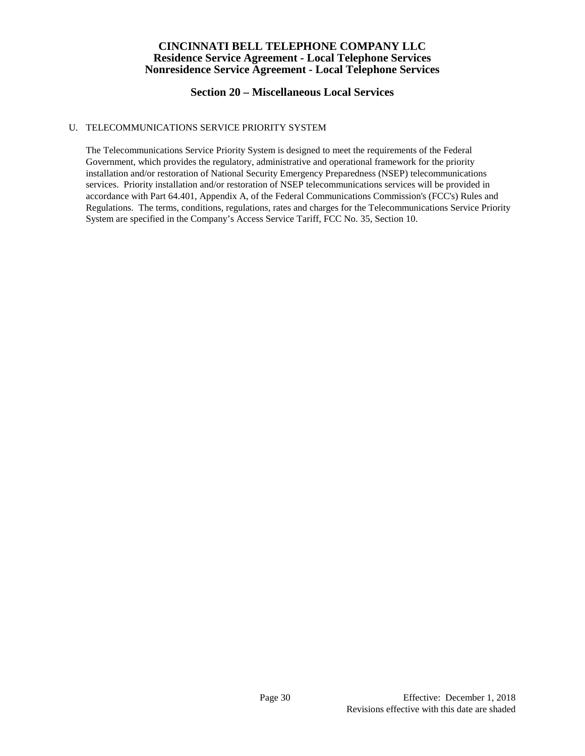## U. TELECOMMUNICATIONS SERVICE PRIORITY SYSTEM

The Telecommunications Service Priority System is designed to meet the requirements of the Federal Government, which provides the regulatory, administrative and operational framework for the priority installation and/or restoration of National Security Emergency Preparedness (NSEP) telecommunications services. Priority installation and/or restoration of NSEP telecommunications services will be provided in accordance with Part 64.401, Appendix A, of the Federal Communications Commission's (FCC's) Rules and Regulations. The terms, conditions, regulations, rates and charges for the Telecommunications Service Priority System are specified in the Company's Access Service Tariff, FCC No. 35, Section 10.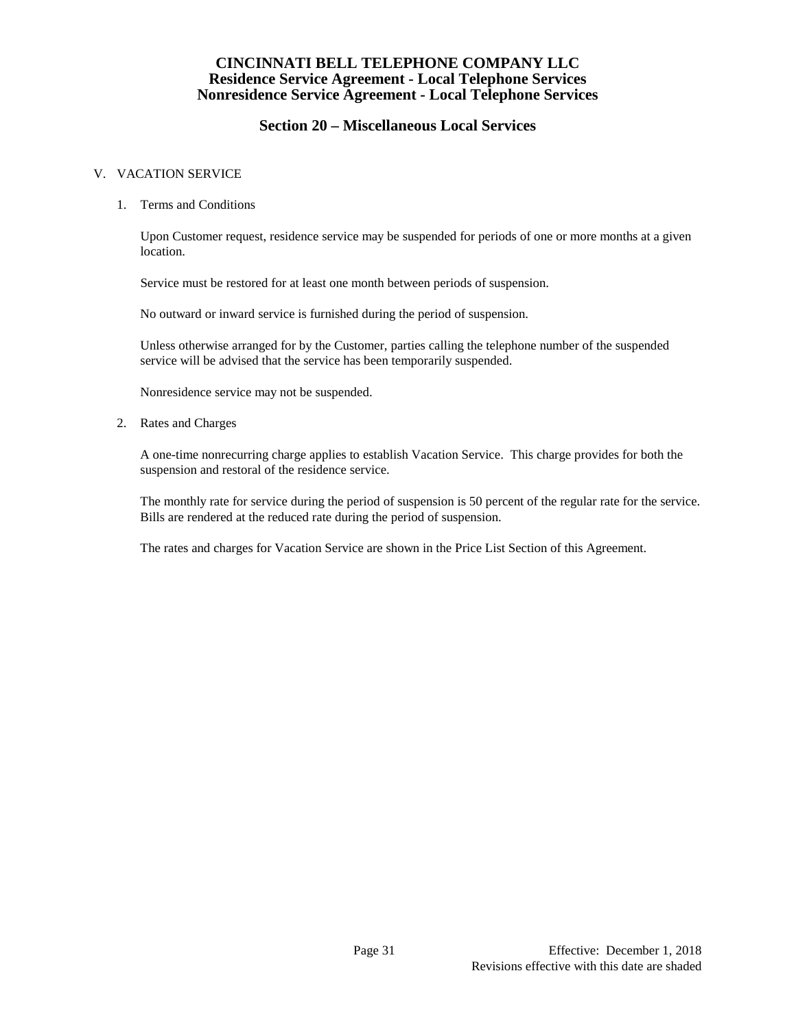# CINCINNATI BELL TELEPHONE COMPANY LLC
## Residence Service Agreement - Local Telephone Services
## Nonresidence Service Agreement - Local Telephone Services

## Section 20 – Miscellaneous Local Services

V. VACATION SERVICE

1. Terms and Conditions

   Upon Customer request, residence service may be suspended for periods of one or more months at a given location.

   Service must be restored for at least one month between periods of suspension.

   No outward or inward service is furnished during the period of suspension.

   Unless otherwise arranged for by the Customer, parties calling the telephone number of the suspended service will be advised that the service has been temporarily suspended.

   Nonresidence service may not be suspended.

2. Rates and Charges

   A one-time nonrecurring charge applies to establish Vacation Service. This charge provides for both the suspension and restoral of the residence service.

   The monthly rate for service during the period of suspension is 50 percent of the regular rate for the service. Bills are rendered at the reduced rate during the period of suspension.

   The rates and charges for Vacation Service are shown in the Price List Section of this Agreement.

Effective: December 1, 2018
Revisions effective with this date are shaded